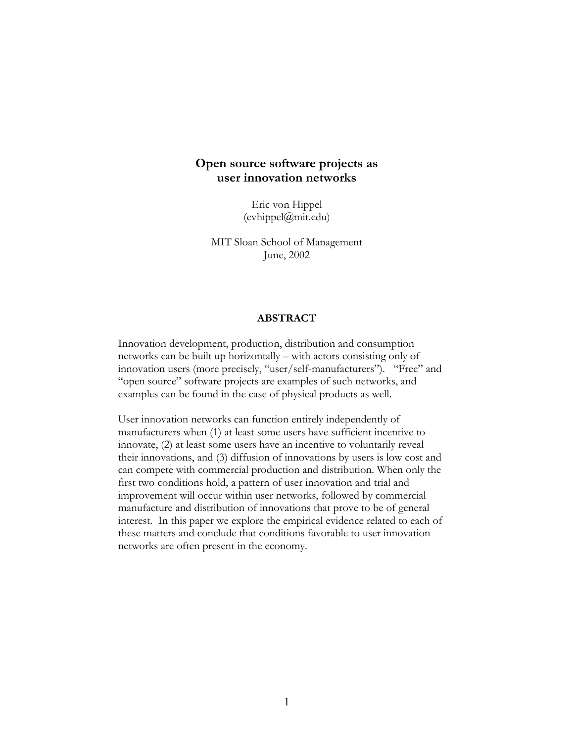# Open source software projects as user innovation networks

Eric von Hippel
(evhippel@mit.edu)

MIT Sloan School of Management
June, 2002

## ABSTRACT

Innovation development, production, distribution and consumption networks can be built up horizontally – with actors consisting only of innovation users (more precisely, "user/self-manufacturers"). "Free" and "open source" software projects are examples of such networks, and examples can be found in the case of physical products as well.

User innovation networks can function entirely independently of manufacturers when (1) at least some users have sufficient incentive to innovate, (2) at least some users have an incentive to voluntarily reveal their innovations, and (3) diffusion of innovations by users is low cost and can compete with commercial production and distribution. When only the first two conditions hold, a pattern of user innovation and trial and improvement will occur within user networks, followed by commercial manufacture and distribution of innovations that prove to be of general interest. In this paper we explore the empirical evidence related to each of these matters and conclude that conditions favorable to user innovation networks are often present in the economy.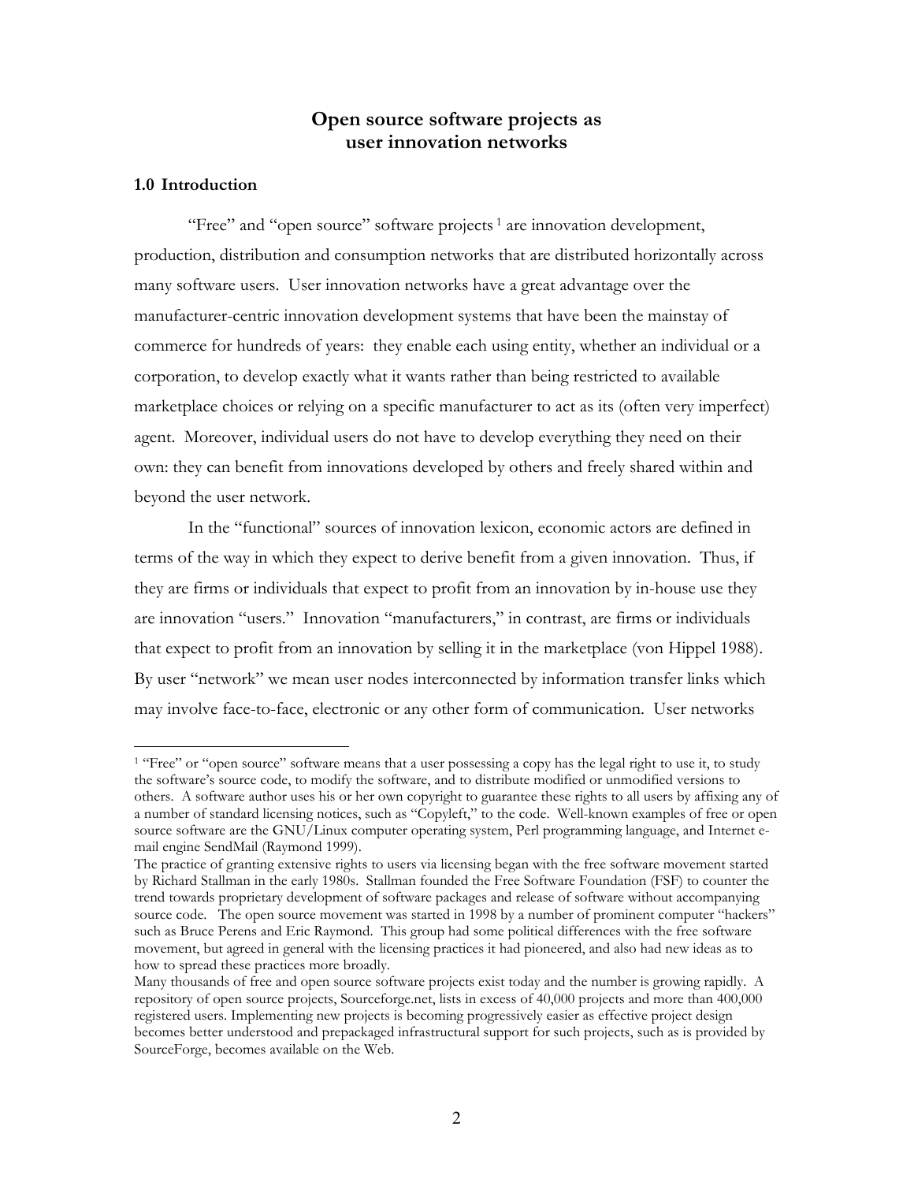# Open source software projects as user innovation networks

## 1.0 Introduction

"Free" and "open source" software projects [1] are innovation development, production, distribution and consumption networks that are distributed horizontally across many software users. User innovation networks have a great advantage over the manufacturer-centric innovation development systems that have been the mainstay of commerce for hundreds of years: they enable each using entity, whether an individual or a corporation, to develop exactly what it wants rather than being restricted to available marketplace choices or relying on a specific manufacturer to act as its (often very imperfect) agent. Moreover, individual users do not have to develop everything they need on their own: they can benefit from innovations developed by others and freely shared within and beyond the user network.

In the "functional" sources of innovation lexicon, economic actors are defined in terms of the way in which they expect to derive benefit from a given innovation. Thus, if they are firms or individuals that expect to profit from an innovation by in-house use they are innovation "users." Innovation "manufacturers," in contrast, are firms or individuals that expect to profit from an innovation by selling it in the marketplace (von Hippel 1988). By user "network" we mean user nodes interconnected by information transfer links which may involve face-to-face, electronic or any other form of communication. User networks

---

[1] "Free" or "open source" software means that a user possessing a copy has the legal right to use it, to study the software's source code, to modify the software, and to distribute modified or unmodified versions to others. A software author uses his or her own copyright to guarantee these rights to all users by affixing any of a number of standard licensing notices, such as "Copyleft," to the code. Well-known examples of free or open source software are the GNU/Linux computer operating system, Perl programming language, and Internet e-mail engine SendMail (Raymond 1999).

The practice of granting extensive rights to users via licensing began with the free software movement started by Richard Stallman in the early 1980s. Stallman founded the Free Software Foundation (FSF) to counter the trend towards proprietary development of software packages and release of software without accompanying source code. The open source movement was started in 1998 by a number of prominent computer "hackers" such as Bruce Perens and Eric Raymond. This group had some political differences with the free software movement, but agreed in general with the licensing practices it had pioneered, and also had new ideas as to how to spread these practices more broadly.

Many thousands of free and open source software projects exist today and the number is growing rapidly. A repository of open source projects, Sourceforge.net, lists in excess of 40,000 projects and more than 400,000 registered users. Implementing new projects is becoming progressively easier as effective project design becomes better understood and prepackaged infrastructural support for such projects, such as is provided by SourceForge, becomes available on the Web.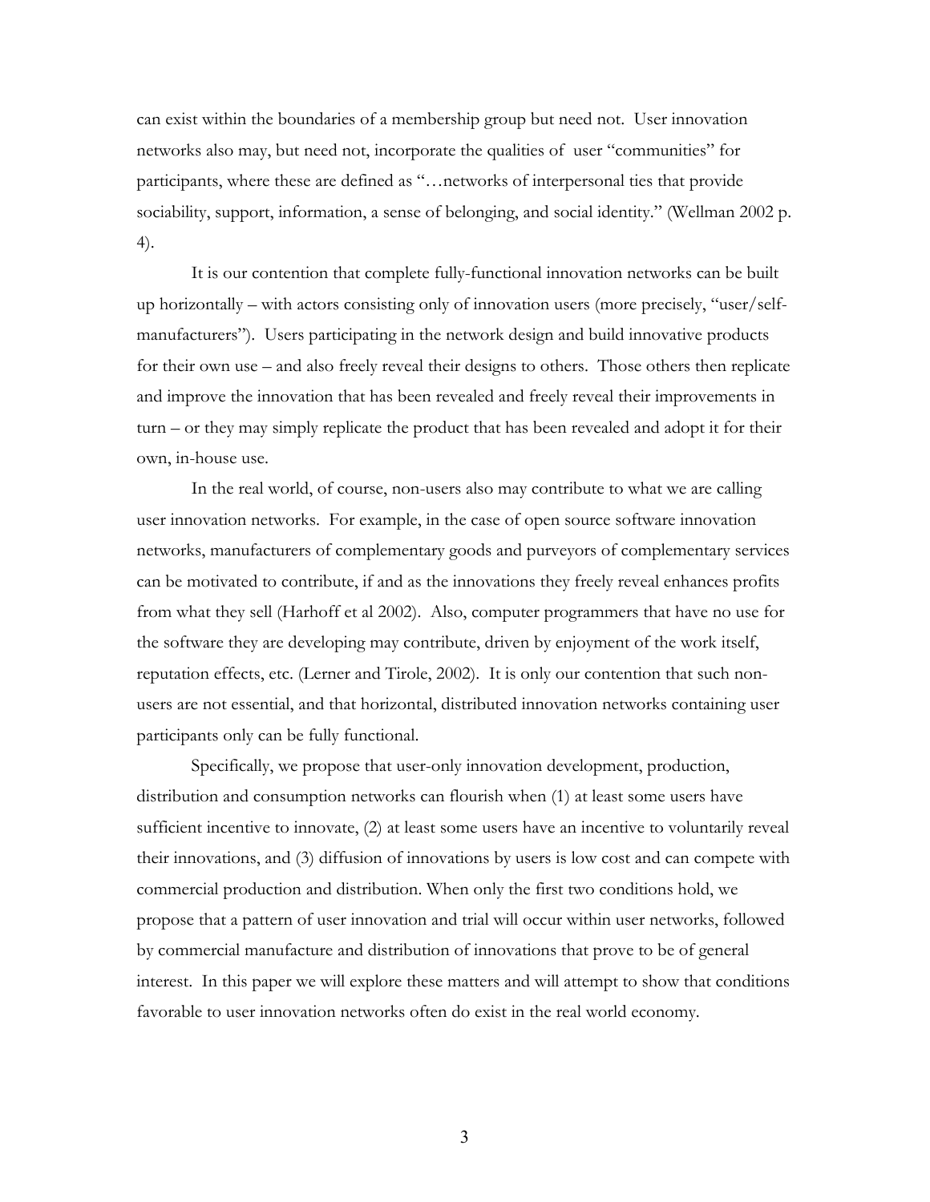can exist within the boundaries of a membership group but need not. User innovation networks also may, but need not, incorporate the qualities of user "communities" for participants, where these are defined as "…networks of interpersonal ties that provide sociability, support, information, a sense of belonging, and social identity." (Wellman 2002 p. 4).

It is our contention that complete fully-functional innovation networks can be built up horizontally – with actors consisting only of innovation users (more precisely, "user/self-manufacturers"). Users participating in the network design and build innovative products for their own use – and also freely reveal their designs to others. Those others then replicate and improve the innovation that has been revealed and freely reveal their improvements in turn – or they may simply replicate the product that has been revealed and adopt it for their own, in-house use.

In the real world, of course, non-users also may contribute to what we are calling user innovation networks. For example, in the case of open source software innovation networks, manufacturers of complementary goods and purveyors of complementary services can be motivated to contribute, if and as the innovations they freely reveal enhances profits from what they sell (Harhoff et al 2002). Also, computer programmers that have no use for the software they are developing may contribute, driven by enjoyment of the work itself, reputation effects, etc. (Lerner and Tirole, 2002). It is only our contention that such non-users are not essential, and that horizontal, distributed innovation networks containing user participants only can be fully functional.

Specifically, we propose that user-only innovation development, production, distribution and consumption networks can flourish when (1) at least some users have sufficient incentive to innovate, (2) at least some users have an incentive to voluntarily reveal their innovations, and (3) diffusion of innovations by users is low cost and can compete with commercial production and distribution. When only the first two conditions hold, we propose that a pattern of user innovation and trial will occur within user networks, followed by commercial manufacture and distribution of innovations that prove to be of general interest. In this paper we will explore these matters and will attempt to show that conditions favorable to user innovation networks often do exist in the real world economy.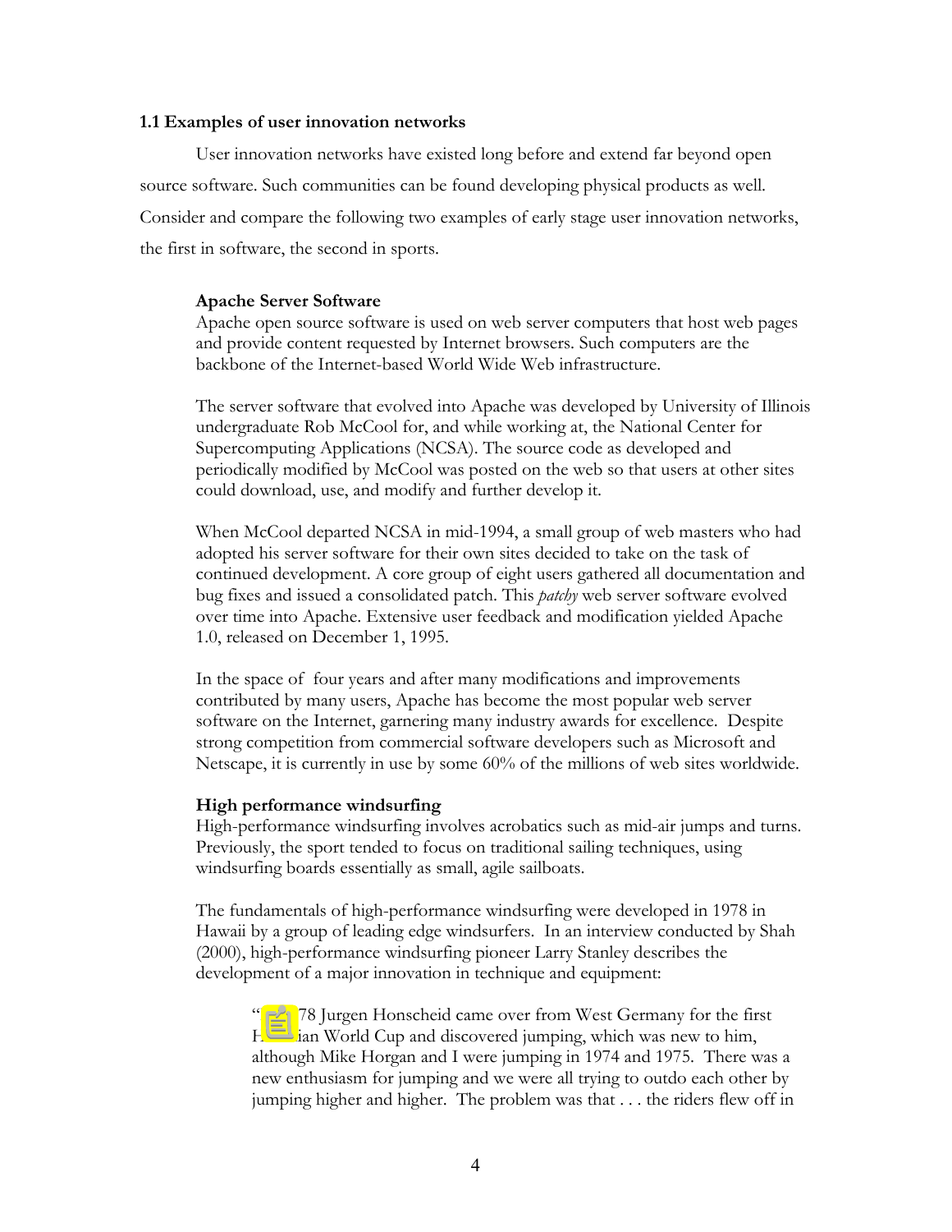### 1.1 Examples of user innovation networks

User innovation networks have existed long before and extend far beyond open source software. Such communities can be found developing physical products as well. Consider and compare the following two examples of early stage user innovation networks, the first in software, the second in sports.

> **Apache Server Software**
> Apache open source software is used on web server computers that host web pages and provide content requested by Internet browsers. Such computers are the backbone of the Internet-based World Wide Web infrastructure.
>
> The server software that evolved into Apache was developed by University of Illinois undergraduate Rob McCool for, and while working at, the National Center for Supercomputing Applications (NCSA). The source code as developed and periodically modified by McCool was posted on the web so that users at other sites could download, use, and modify and further develop it.
>
> When McCool departed NCSA in mid-1994, a small group of web masters who had adopted his server software for their own sites decided to take on the task of continued development. A core group of eight users gathered all documentation and bug fixes and issued a consolidated patch. This *patchy* web server software evolved over time into Apache. Extensive user feedback and modification yielded Apache 1.0, released on December 1, 1995.
>
> In the space of four years and after many modifications and improvements contributed by many users, Apache has become the most popular web server software on the Internet, garnering many industry awards for excellence. Despite strong competition from commercial software developers such as Microsoft and Netscape, it is currently in use by some 60% of the millions of web sites worldwide.
>
> **High performance windsurfing**
> High-performance windsurfing involves acrobatics such as mid-air jumps and turns. Previously, the sport tended to focus on traditional sailing techniques, using windsurfing boards essentially as small, agile sailboats.
>
> The fundamentals of high-performance windsurfing were developed in 1978 in Hawaii by a group of leading edge windsurfers. In an interview conducted by Shah (2000), high-performance windsurfing pioneer Larry Stanley describes the development of a major innovation in technique and equipment:
>
> > "In 1978 Jurgen Honscheid came over from West Germany for the first Hawaiian World Cup and discovered jumping, which was new to him, although Mike Horgan and I were jumping in 1974 and 1975. There was a new enthusiasm for jumping and we were all trying to outdo each other by jumping higher and higher. The problem was that . . . the riders flew off in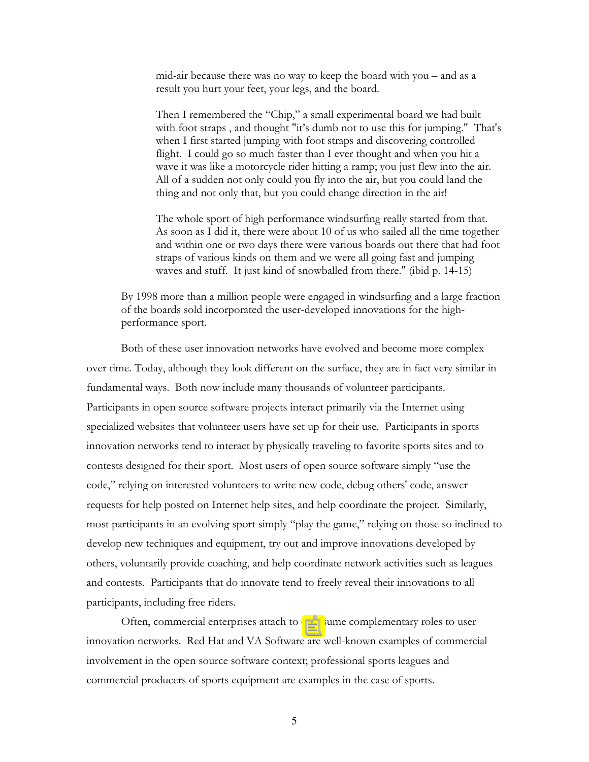mid-air because there was no way to keep the board with you – and as a result you hurt your feet, your legs, and the board.

Then I remembered the "Chip," a small experimental board we had built with foot straps , and thought "it's dumb not to use this for jumping." That's when I first started jumping with foot straps and discovering controlled flight. I could go so much faster than I ever thought and when you hit a wave it was like a motorcycle rider hitting a ramp; you just flew into the air. All of a sudden not only could you fly into the air, but you could land the thing and not only that, but you could change direction in the air!

The whole sport of high performance windsurfing really started from that. As soon as I did it, there were about 10 of us who sailed all the time together and within one or two days there were various boards out there that had foot straps of various kinds on them and we were all going fast and jumping waves and stuff. It just kind of snowballed from there." (ibid p. 14-15)

By 1998 more than a million people were engaged in windsurfing and a large fraction of the boards sold incorporated the user-developed innovations for the high-performance sport.

Both of these user innovation networks have evolved and become more complex over time. Today, although they look different on the surface, they are in fact very similar in fundamental ways. Both now include many thousands of volunteer participants. Participants in open source software projects interact primarily via the Internet using specialized websites that volunteer users have set up for their use. Participants in sports innovation networks tend to interact by physically traveling to favorite sports sites and to contests designed for their sport. Most users of open source software simply "use the code," relying on interested volunteers to write new code, debug others' code, answer requests for help posted on Internet help sites, and help coordinate the project. Similarly, most participants in an evolving sport simply "play the game," relying on those so inclined to develop new techniques and equipment, try out and improve innovations developed by others, voluntarily provide coaching, and help coordinate network activities such as leagues and contests. Participants that do innovate tend to freely reveal their innovations to all participants, including free riders.

Often, commercial enterprises attach to or assume complementary roles to user innovation networks. Red Hat and VA Software are well-known examples of commercial involvement in the open source software context; professional sports leagues and commercial producers of sports equipment are examples in the case of sports.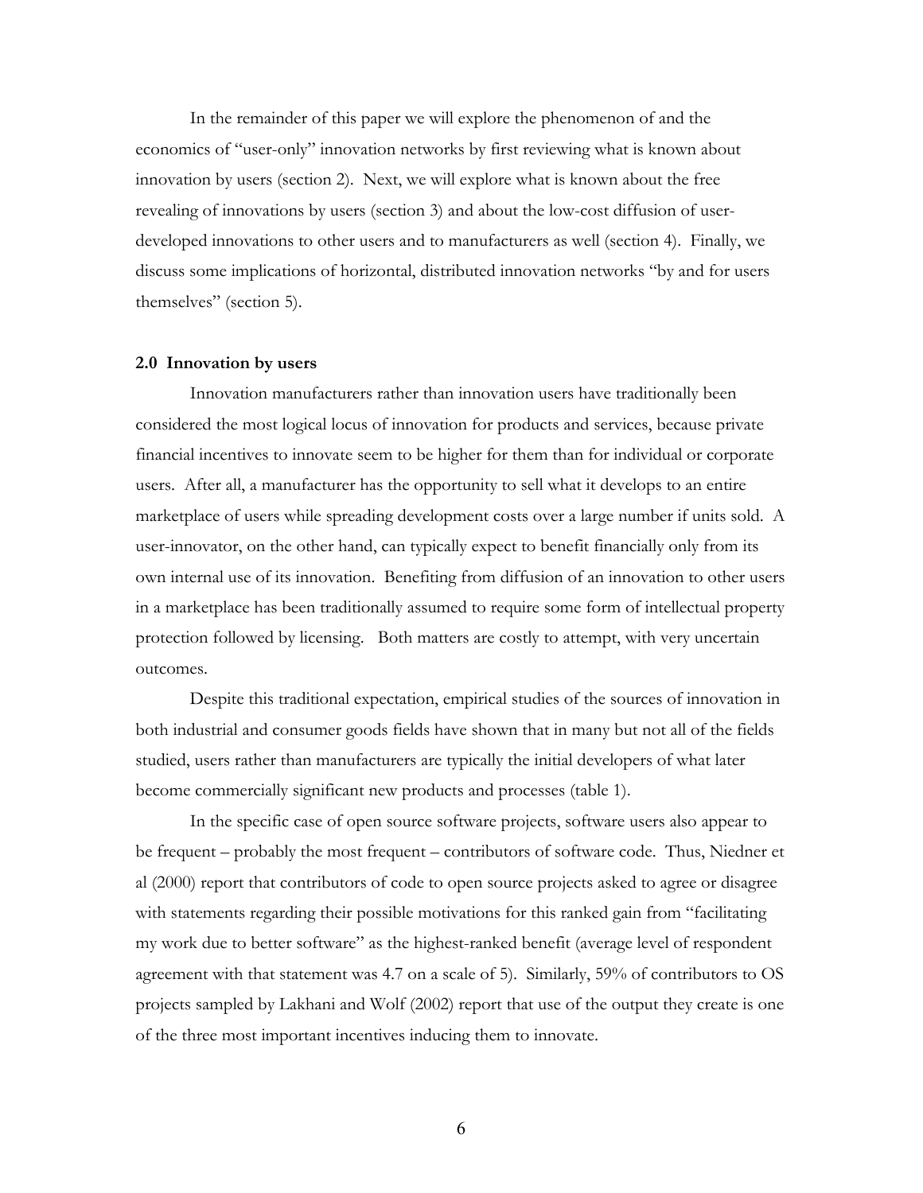In the remainder of this paper we will explore the phenomenon of and the economics of "user-only" innovation networks by first reviewing what is known about innovation by users (section 2). Next, we will explore what is known about the free revealing of innovations by users (section 3) and about the low-cost diffusion of user-developed innovations to other users and to manufacturers as well (section 4). Finally, we discuss some implications of horizontal, distributed innovation networks "by and for users themselves" (section 5).

## 2.0 Innovation by users

Innovation manufacturers rather than innovation users have traditionally been considered the most logical locus of innovation for products and services, because private financial incentives to innovate seem to be higher for them than for individual or corporate users. After all, a manufacturer has the opportunity to sell what it develops to an entire marketplace of users while spreading development costs over a large number if units sold. A user-innovator, on the other hand, can typically expect to benefit financially only from its own internal use of its innovation. Benefiting from diffusion of an innovation to other users in a marketplace has been traditionally assumed to require some form of intellectual property protection followed by licensing. Both matters are costly to attempt, with very uncertain outcomes.

Despite this traditional expectation, empirical studies of the sources of innovation in both industrial and consumer goods fields have shown that in many but not all of the fields studied, users rather than manufacturers are typically the initial developers of what later become commercially significant new products and processes (table 1).

In the specific case of open source software projects, software users also appear to be frequent – probably the most frequent – contributors of software code. Thus, Niedner et al (2000) report that contributors of code to open source projects asked to agree or disagree with statements regarding their possible motivations for this ranked gain from "facilitating my work due to better software" as the highest-ranked benefit (average level of respondent agreement with that statement was 4.7 on a scale of 5). Similarly, 59% of contributors to OS projects sampled by Lakhani and Wolf (2002) report that use of the output they create is one of the three most important incentives inducing them to innovate.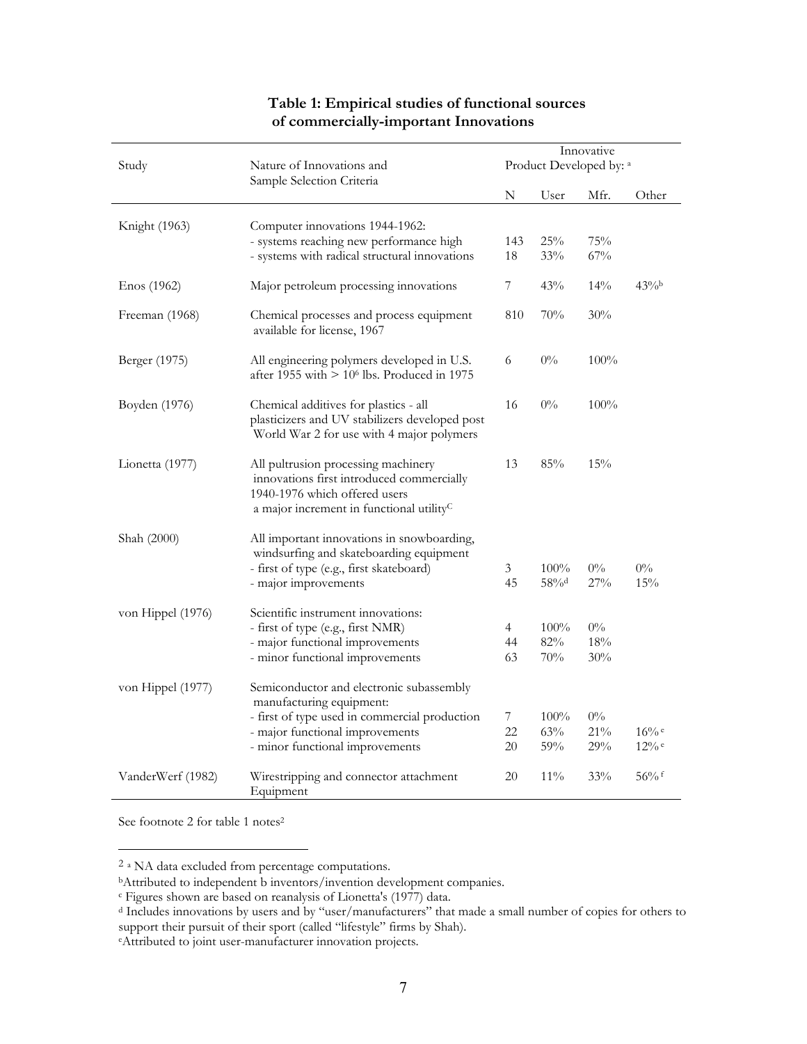**Table 1: Empirical studies of functional sources of commercially-important Innovations**

| Study | Nature of Innovations and Sample Selection Criteria | Innovative Product Developed by: [a] | | | |
|---|---|---|---|---|---|
| | | N | User | Mfr. | Other |
| Knight (1963) | Computer innovations 1944-1962: | | | | |
| | - systems reaching new performance high | 143 | 25% | 75% | |
| | - systems with radical structural innovations | 18 | 33% | 67% | |
| Enos (1962) | Major petroleum processing innovations | 7 | 43% | 14% | 43%[b] |
| Freeman (1968) | Chemical processes and process equipment available for license, 1967 | 810 | 70% | 30% | |
| Berger (1975) | All engineering polymers developed in U.S. after 1955 with > $10^6$ lbs. Produced in 1975 | 6 | 0% | 100% | |
| Boyden (1976) | Chemical additives for plastics - all plasticizers and UV stabilizers developed post World War 2 for use with 4 major polymers | 16 | 0% | 100% | |
| Lionetta (1977) | All pultrusion processing machinery innovations first introduced commercially 1940-1976 which offered users a major increment in functional utility[C] | 13 | 85% | 15% | |
| Shah (2000) | All important innovations in snowboarding, windsurfing and skateboarding equipment | | | | |
| | - first of type (e.g., first skateboard) | 3 | 100% | 0% | 0% |
| | - major improvements | 45 | 58%[d] | 27% | 15% |
| von Hippel (1976) | Scientific instrument innovations: | | | | |
| | - first of type (e.g., first NMR) | 4 | 100% | 0% | |
| | - major functional improvements | 44 | 82% | 18% | |
| | - minor functional improvements | 63 | 70% | 30% | |
| von Hippel (1977) | Semiconductor and electronic subassembly manufacturing equipment: | | | | |
| | - first of type used in commercial production | 7 | 100% | 0% | |
| | - major functional improvements | 22 | 63% | 21% | 16%[e] |
| | - minor functional improvements | 20 | 59% | 29% | 12%[e] |
| VanderWerf (1982) | Wirestripping and connector attachment Equipment | 20 | 11% | 33% | 56%[f] |

See footnote 2 for table 1 notes[2]

---

[2] [a] NA data excluded from percentage computations.

[b]Attributed to independent b inventors/invention development companies.

[c] Figures shown are based on reanalysis of Lionetta's (1977) data.

[d] Includes innovations by users and by "user/manufacturers" that made a small number of copies for others to support their pursuit of their sport (called "lifestyle" firms by Shah).

[e]Attributed to joint user-manufacturer innovation projects.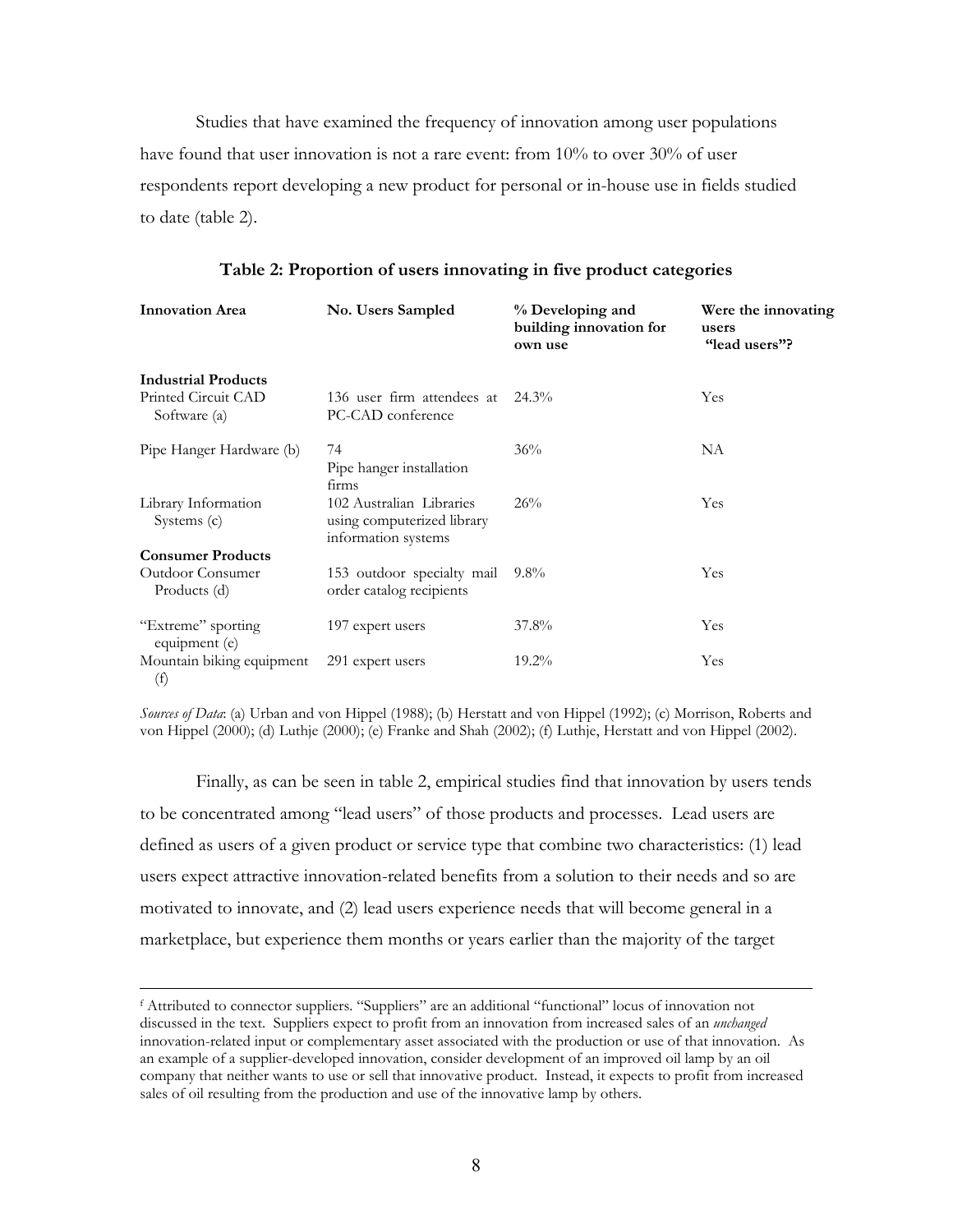Studies that have examined the frequency of innovation among user populations have found that user innovation is not a rare event: from 10% to over 30% of user respondents report developing a new product for personal or in-house use in fields studied to date (table 2).

**Table 2: Proportion of users innovating in five product categories**

| Innovation Area | No. Users Sampled | % Developing and building innovation for own use | Were the innovating users "lead users"? |
|---|---|---|---|
| **Industrial Products** | | | |
| Printed Circuit CAD Software (a) | 136 user firm attendees at PC-CAD conference | 24.3% | Yes |
| Pipe Hanger Hardware (b) | 74 Pipe hanger installation firms | 36% | NA |
| Library Information Systems (c) | 102 Australian Libraries using computerized library information systems | 26% | Yes |
| **Consumer Products** | | | |
| Outdoor Consumer Products (d) | 153 outdoor specialty mail order catalog recipients | 9.8% | Yes |
| "Extreme" sporting equipment (e) | 197 expert users | 37.8% | Yes |
| Mountain biking equipment (f) | 291 expert users | 19.2% | Yes |

*Sources of Data*: (a) Urban and von Hippel (1988); (b) Herstatt and von Hippel (1992); (c) Morrison, Roberts and von Hippel (2000); (d) Luthje (2000); (e) Franke and Shah (2002); (f) Luthje, Herstatt and von Hippel (2002).

Finally, as can be seen in table 2, empirical studies find that innovation by users tends to be concentrated among "lead users" of those products and processes. Lead users are defined as users of a given product or service type that combine two characteristics: (1) lead users expect attractive innovation-related benefits from a solution to their needs and so are motivated to innovate, and (2) lead users experience needs that will become general in a marketplace, but experience them months or years earlier than the majority of the target

---

[f] Attributed to connector suppliers. "Suppliers" are an additional "functional" locus of innovation not discussed in the text. Suppliers expect to profit from an innovation from increased sales of an *unchanged* innovation-related input or complementary asset associated with the production or use of that innovation. As an example of a supplier-developed innovation, consider development of an improved oil lamp by an oil company that neither wants to use or sell that innovative product. Instead, it expects to profit from increased sales of oil resulting from the production and use of the innovative lamp by others.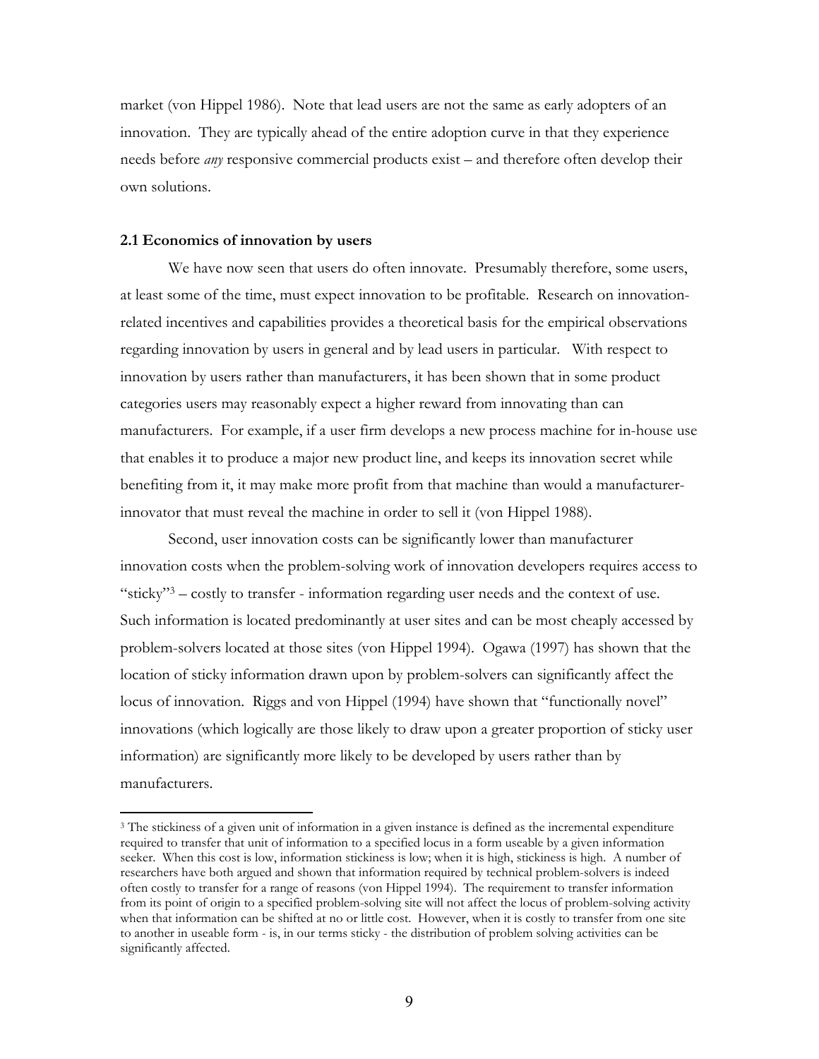market (von Hippel 1986). Note that lead users are not the same as early adopters of an innovation. They are typically ahead of the entire adoption curve in that they experience needs before *any* responsive commercial products exist – and therefore often develop their own solutions.

### 2.1 Economics of innovation by users

We have now seen that users do often innovate. Presumably therefore, some users, at least some of the time, must expect innovation to be profitable. Research on innovation-related incentives and capabilities provides a theoretical basis for the empirical observations regarding innovation by users in general and by lead users in particular. With respect to innovation by users rather than manufacturers, it has been shown that in some product categories users may reasonably expect a higher reward from innovating than can manufacturers. For example, if a user firm develops a new process machine for in-house use that enables it to produce a major new product line, and keeps its innovation secret while benefiting from it, it may make more profit from that machine than would a manufacturer-innovator that must reveal the machine in order to sell it (von Hippel 1988).

Second, user innovation costs can be significantly lower than manufacturer innovation costs when the problem-solving work of innovation developers requires access to "sticky"[3] – costly to transfer - information regarding user needs and the context of use. Such information is located predominantly at user sites and can be most cheaply accessed by problem-solvers located at those sites (von Hippel 1994). Ogawa (1997) has shown that the location of sticky information drawn upon by problem-solvers can significantly affect the locus of innovation. Riggs and von Hippel (1994) have shown that "functionally novel" innovations (which logically are those likely to draw upon a greater proportion of sticky user information) are significantly more likely to be developed by users rather than by manufacturers.

[3] The stickiness of a given unit of information in a given instance is defined as the incremental expenditure required to transfer that unit of information to a specified locus in a form useable by a given information seeker. When this cost is low, information stickiness is low; when it is high, stickiness is high. A number of researchers have both argued and shown that information required by technical problem-solvers is indeed often costly to transfer for a range of reasons (von Hippel 1994). The requirement to transfer information from its point of origin to a specified problem-solving site will not affect the locus of problem-solving activity when that information can be shifted at no or little cost. However, when it is costly to transfer from one site to another in useable form - is, in our terms sticky - the distribution of problem solving activities can be significantly affected.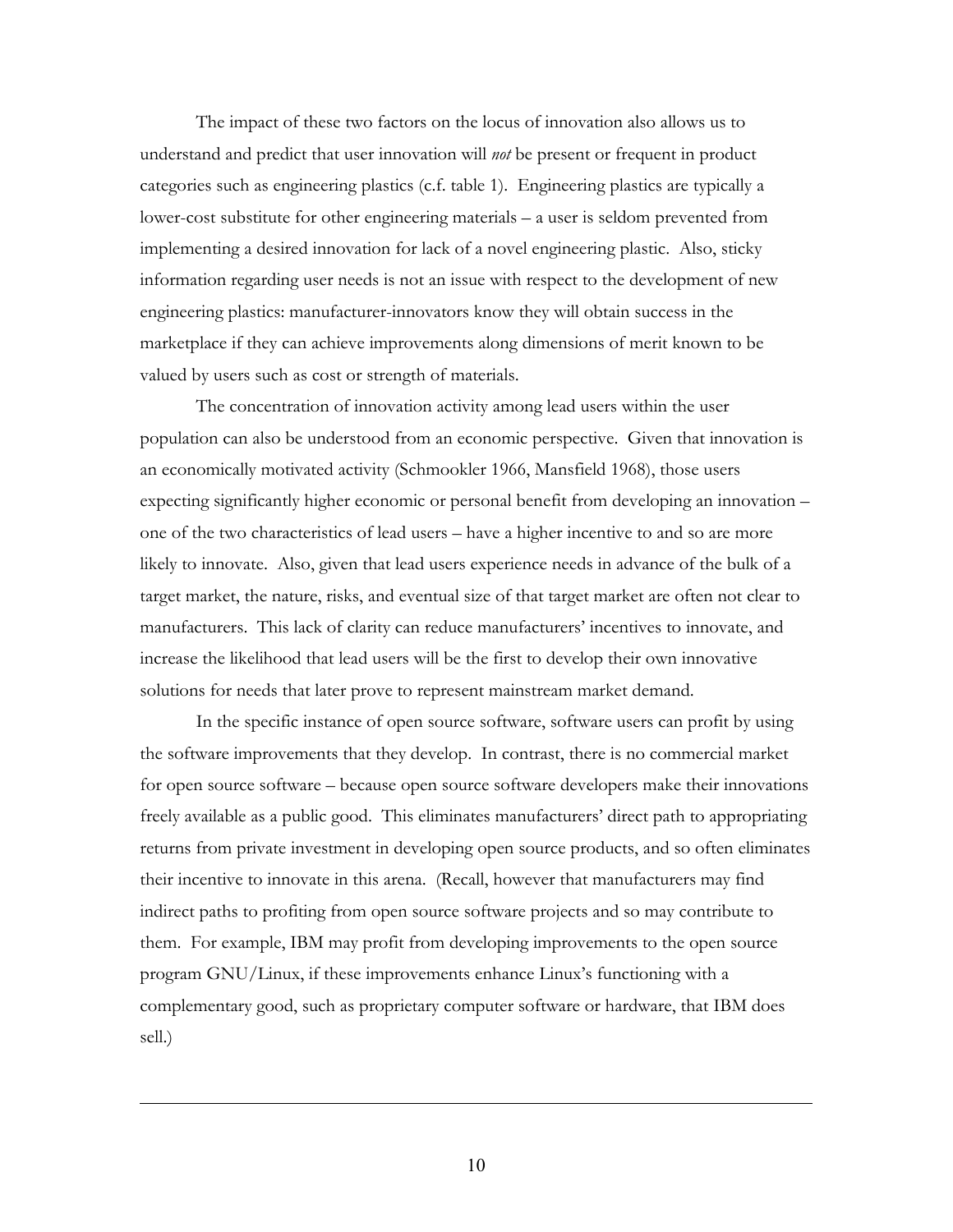The impact of these two factors on the locus of innovation also allows us to understand and predict that user innovation will *not* be present or frequent in product categories such as engineering plastics (c.f. table 1). Engineering plastics are typically a lower-cost substitute for other engineering materials – a user is seldom prevented from implementing a desired innovation for lack of a novel engineering plastic. Also, sticky information regarding user needs is not an issue with respect to the development of new engineering plastics: manufacturer-innovators know they will obtain success in the marketplace if they can achieve improvements along dimensions of merit known to be valued by users such as cost or strength of materials.

The concentration of innovation activity among lead users within the user population can also be understood from an economic perspective. Given that innovation is an economically motivated activity (Schmookler 1966, Mansfield 1968), those users expecting significantly higher economic or personal benefit from developing an innovation – one of the two characteristics of lead users – have a higher incentive to and so are more likely to innovate. Also, given that lead users experience needs in advance of the bulk of a target market, the nature, risks, and eventual size of that target market are often not clear to manufacturers. This lack of clarity can reduce manufacturers' incentives to innovate, and increase the likelihood that lead users will be the first to develop their own innovative solutions for needs that later prove to represent mainstream market demand.

In the specific instance of open source software, software users can profit by using the software improvements that they develop. In contrast, there is no commercial market for open source software – because open source software developers make their innovations freely available as a public good. This eliminates manufacturers' direct path to appropriating returns from private investment in developing open source products, and so often eliminates their incentive to innovate in this arena. (Recall, however that manufacturers may find indirect paths to profiting from open source software projects and so may contribute to them. For example, IBM may profit from developing improvements to the open source program GNU/Linux, if these improvements enhance Linux's functioning with a complementary good, such as proprietary computer software or hardware, that IBM does sell.)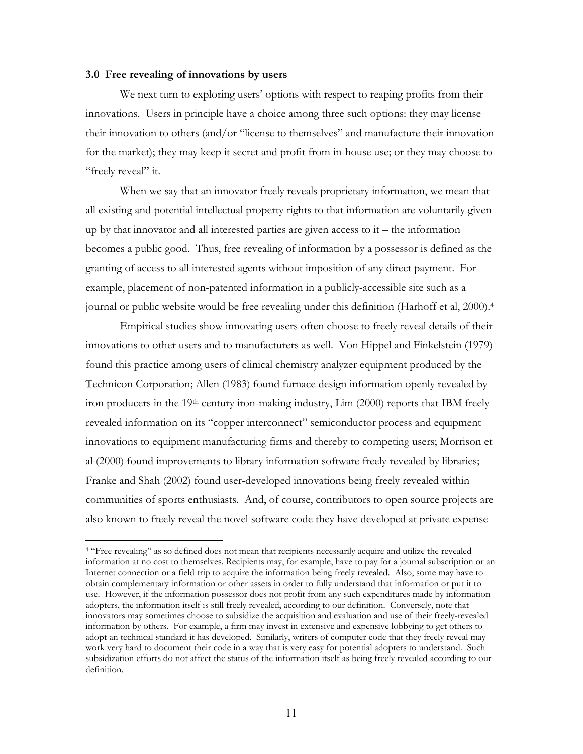### 3.0 Free revealing of innovations by users

We next turn to exploring users' options with respect to reaping profits from their innovations. Users in principle have a choice among three such options: they may license their innovation to others (and/or "license to themselves" and manufacture their innovation for the market); they may keep it secret and profit from in-house use; or they may choose to "freely reveal" it.

When we say that an innovator freely reveals proprietary information, we mean that all existing and potential intellectual property rights to that information are voluntarily given up by that innovator and all interested parties are given access to it – the information becomes a public good. Thus, free revealing of information by a possessor is defined as the granting of access to all interested agents without imposition of any direct payment. For example, placement of non-patented information in a publicly-accessible site such as a journal or public website would be free revealing under this definition (Harhoff et al, 2000).[4]

Empirical studies show innovating users often choose to freely reveal details of their innovations to other users and to manufacturers as well. Von Hippel and Finkelstein (1979) found this practice among users of clinical chemistry analyzer equipment produced by the Technicon Corporation; Allen (1983) found furnace design information openly revealed by iron producers in the 19th century iron-making industry, Lim (2000) reports that IBM freely revealed information on its "copper interconnect" semiconductor process and equipment innovations to equipment manufacturing firms and thereby to competing users; Morrison et al (2000) found improvements to library information software freely revealed by libraries; Franke and Shah (2002) found user-developed innovations being freely revealed within communities of sports enthusiasts. And, of course, contributors to open source projects are also known to freely reveal the novel software code they have developed at private expense

---

[4] "Free revealing" as so defined does not mean that recipients necessarily acquire and utilize the revealed information at no cost to themselves. Recipients may, for example, have to pay for a journal subscription or an Internet connection or a field trip to acquire the information being freely revealed. Also, some may have to obtain complementary information or other assets in order to fully understand that information or put it to use. However, if the information possessor does not profit from any such expenditures made by information adopters, the information itself is still freely revealed, according to our definition. Conversely, note that innovators may sometimes choose to subsidize the acquisition and evaluation and use of their freely-revealed information by others. For example, a firm may invest in extensive and expensive lobbying to get others to adopt an technical standard it has developed. Similarly, writers of computer code that they freely reveal may work very hard to document their code in a way that is very easy for potential adopters to understand. Such subsidization efforts do not affect the status of the information itself as being freely revealed according to our definition.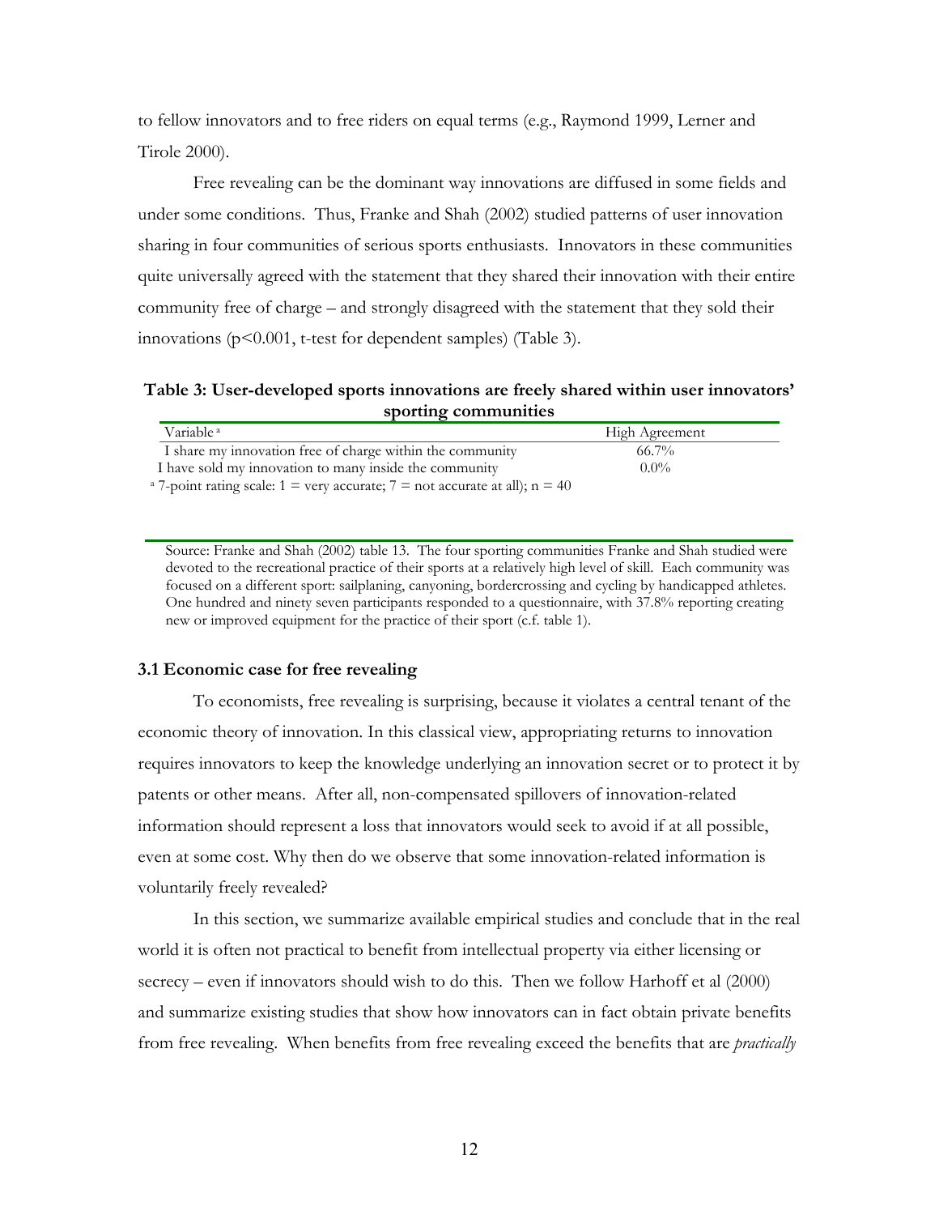to fellow innovators and to free riders on equal terms (e.g., Raymond 1999, Lerner and Tirole 2000).

Free revealing can be the dominant way innovations are diffused in some fields and under some conditions. Thus, Franke and Shah (2002) studied patterns of user innovation sharing in four communities of serious sports enthusiasts. Innovators in these communities quite universally agreed with the statement that they shared their innovation with their entire community free of charge – and strongly disagreed with the statement that they sold their innovations ($p<0.001$, t-test for dependent samples) (Table 3).

**Table 3: User-developed sports innovations are freely shared within user innovators' sporting communities**

| Variable [a] | High Agreement |
|---|---|
| I share my innovation free of charge within the community | 66.7% |
| I have sold my innovation to many inside the community | 0.0% |

[a] 7-point rating scale: 1 = very accurate; 7 = not accurate at all); n = 40

Source: Franke and Shah (2002) table 13. The four sporting communities Franke and Shah studied were devoted to the recreational practice of their sports at a relatively high level of skill. Each community was focused on a different sport: sailplaning, canyoning, bordercrossing and cycling by handicapped athletes. One hundred and ninety seven participants responded to a questionnaire, with 37.8% reporting creating new or improved equipment for the practice of their sport (c.f. table 1).

### 3.1 Economic case for free revealing

To economists, free revealing is surprising, because it violates a central tenant of the economic theory of innovation. In this classical view, appropriating returns to innovation requires innovators to keep the knowledge underlying an innovation secret or to protect it by patents or other means. After all, non-compensated spillovers of innovation-related information should represent a loss that innovators would seek to avoid if at all possible, even at some cost. Why then do we observe that some innovation-related information is voluntarily freely revealed?

In this section, we summarize available empirical studies and conclude that in the real world it is often not practical to benefit from intellectual property via either licensing or secrecy – even if innovators should wish to do this. Then we follow Harhoff et al (2000) and summarize existing studies that show how innovators can in fact obtain private benefits from free revealing. When benefits from free revealing exceed the benefits that are *practically*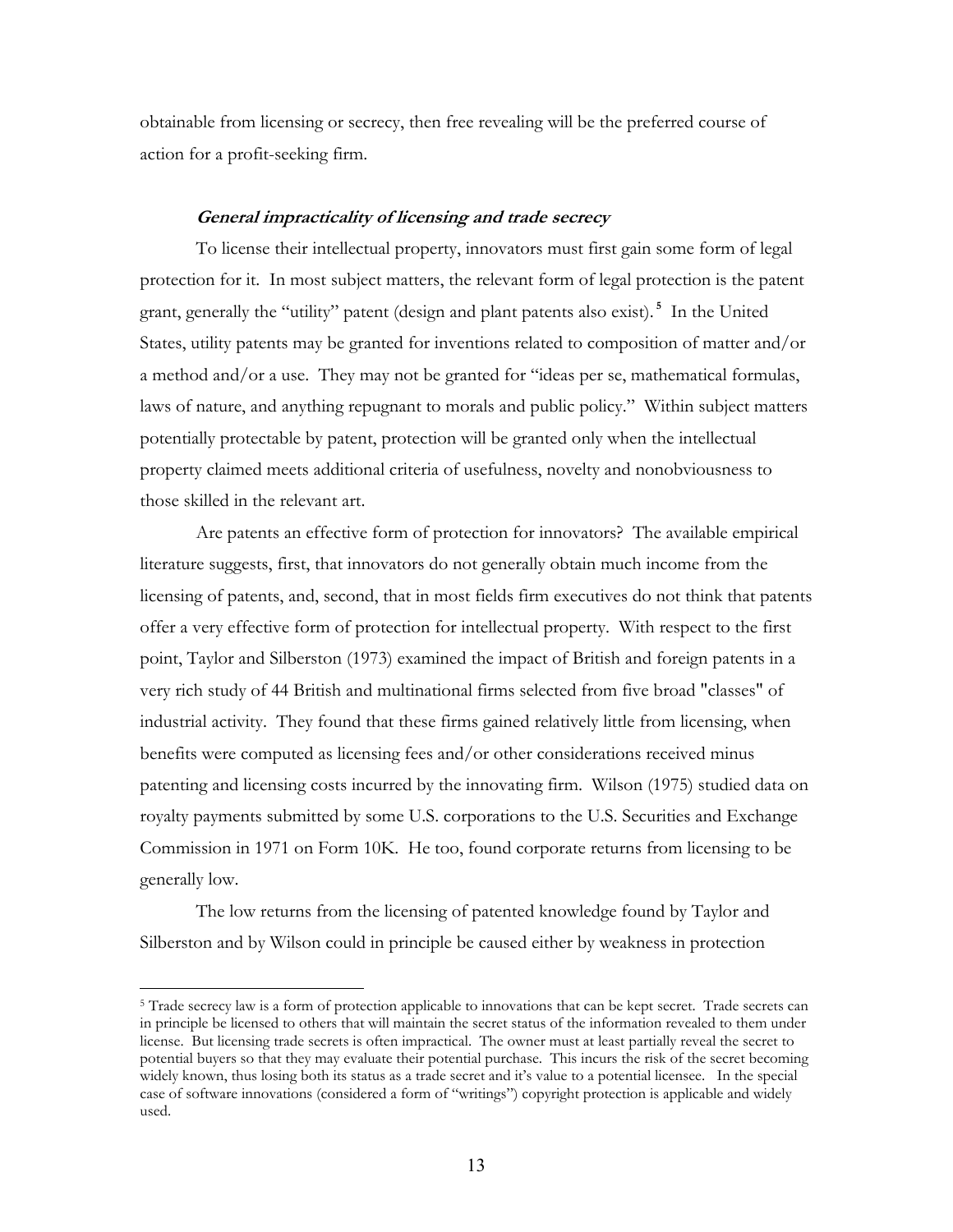obtainable from licensing or secrecy, then free revealing will be the preferred course of action for a profit-seeking firm.

***General impracticality of licensing and trade secrecy***

To license their intellectual property, innovators must first gain some form of legal protection for it. In most subject matters, the relevant form of legal protection is the patent grant, generally the "utility" patent (design and plant patents also exist).[5] In the United States, utility patents may be granted for inventions related to composition of matter and/or a method and/or a use. They may not be granted for "ideas per se, mathematical formulas, laws of nature, and anything repugnant to morals and public policy." Within subject matters potentially protectable by patent, protection will be granted only when the intellectual property claimed meets additional criteria of usefulness, novelty and nonobviousness to those skilled in the relevant art.

Are patents an effective form of protection for innovators? The available empirical literature suggests, first, that innovators do not generally obtain much income from the licensing of patents, and, second, that in most fields firm executives do not think that patents offer a very effective form of protection for intellectual property. With respect to the first point, Taylor and Silberston (1973) examined the impact of British and foreign patents in a very rich study of 44 British and multinational firms selected from five broad "classes" of industrial activity. They found that these firms gained relatively little from licensing, when benefits were computed as licensing fees and/or other considerations received minus patenting and licensing costs incurred by the innovating firm. Wilson (1975) studied data on royalty payments submitted by some U.S. corporations to the U.S. Securities and Exchange Commission in 1971 on Form 10K. He too, found corporate returns from licensing to be generally low.

The low returns from the licensing of patented knowledge found by Taylor and Silberston and by Wilson could in principle be caused either by weakness in protection

[5] Trade secrecy law is a form of protection applicable to innovations that can be kept secret. Trade secrets can in principle be licensed to others that will maintain the secret status of the information revealed to them under license. But licensing trade secrets is often impractical. The owner must at least partially reveal the secret to potential buyers so that they may evaluate their potential purchase. This incurs the risk of the secret becoming widely known, thus losing both its status as a trade secret and it's value to a potential licensee. In the special case of software innovations (considered a form of "writings") copyright protection is applicable and widely used.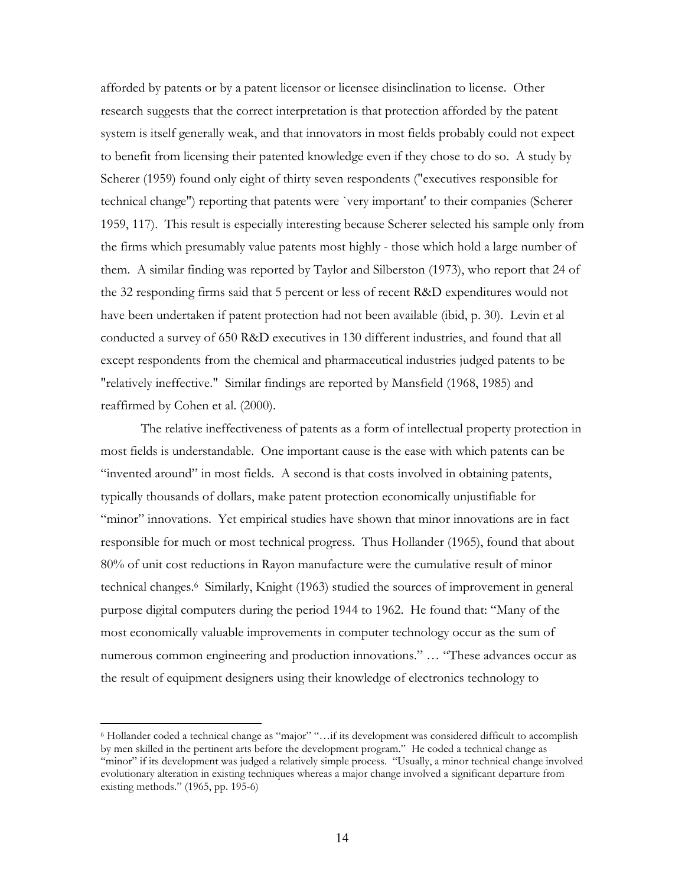afforded by patents or by a patent licensor or licensee disinclination to license. Other research suggests that the correct interpretation is that protection afforded by the patent system is itself generally weak, and that innovators in most fields probably could not expect to benefit from licensing their patented knowledge even if they chose to do so. A study by Scherer (1959) found only eight of thirty seven respondents ("executives responsible for technical change") reporting that patents were `very important' to their companies (Scherer 1959, 117). This result is especially interesting because Scherer selected his sample only from the firms which presumably value patents most highly - those which hold a large number of them. A similar finding was reported by Taylor and Silberston (1973), who report that 24 of the 32 responding firms said that 5 percent or less of recent R&D expenditures would not have been undertaken if patent protection had not been available (ibid, p. 30). Levin et al conducted a survey of 650 R&D executives in 130 different industries, and found that all except respondents from the chemical and pharmaceutical industries judged patents to be "relatively ineffective." Similar findings are reported by Mansfield (1968, 1985) and reaffirmed by Cohen et al. (2000).

The relative ineffectiveness of patents as a form of intellectual property protection in most fields is understandable. One important cause is the ease with which patents can be "invented around" in most fields. A second is that costs involved in obtaining patents, typically thousands of dollars, make patent protection economically unjustifiable for "minor" innovations. Yet empirical studies have shown that minor innovations are in fact responsible for much or most technical progress. Thus Hollander (1965), found that about 80% of unit cost reductions in Rayon manufacture were the cumulative result of minor technical changes.[6] Similarly, Knight (1963) studied the sources of improvement in general purpose digital computers during the period 1944 to 1962. He found that: "Many of the most economically valuable improvements in computer technology occur as the sum of numerous common engineering and production innovations." … "These advances occur as the result of equipment designers using their knowledge of electronics technology to

---

[6] Hollander coded a technical change as "major" "…if its development was considered difficult to accomplish by men skilled in the pertinent arts before the development program." He coded a technical change as "minor" if its development was judged a relatively simple process. "Usually, a minor technical change involved evolutionary alteration in existing techniques whereas a major change involved a significant departure from existing methods." (1965, pp. 195-6)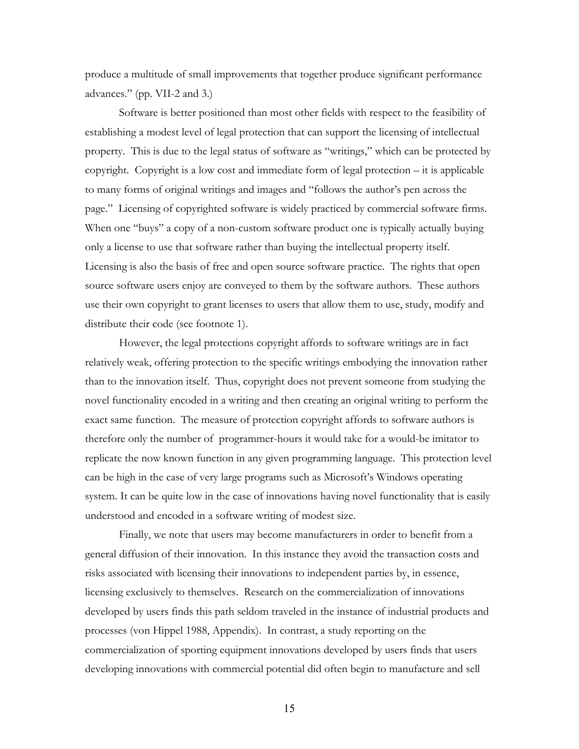produce a multitude of small improvements that together produce significant performance advances." (pp. VII-2 and 3.)

Software is better positioned than most other fields with respect to the feasibility of establishing a modest level of legal protection that can support the licensing of intellectual property. This is due to the legal status of software as "writings," which can be protected by copyright. Copyright is a low cost and immediate form of legal protection – it is applicable to many forms of original writings and images and "follows the author's pen across the page." Licensing of copyrighted software is widely practiced by commercial software firms. When one "buys" a copy of a non-custom software product one is typically actually buying only a license to use that software rather than buying the intellectual property itself. Licensing is also the basis of free and open source software practice. The rights that open source software users enjoy are conveyed to them by the software authors. These authors use their own copyright to grant licenses to users that allow them to use, study, modify and distribute their code (see footnote 1).

However, the legal protections copyright affords to software writings are in fact relatively weak, offering protection to the specific writings embodying the innovation rather than to the innovation itself. Thus, copyright does not prevent someone from studying the novel functionality encoded in a writing and then creating an original writing to perform the exact same function. The measure of protection copyright affords to software authors is therefore only the number of programmer-hours it would take for a would-be imitator to replicate the now known function in any given programming language. This protection level can be high in the case of very large programs such as Microsoft's Windows operating system. It can be quite low in the case of innovations having novel functionality that is easily understood and encoded in a software writing of modest size.

Finally, we note that users may become manufacturers in order to benefit from a general diffusion of their innovation. In this instance they avoid the transaction costs and risks associated with licensing their innovations to independent parties by, in essence, licensing exclusively to themselves. Research on the commercialization of innovations developed by users finds this path seldom traveled in the instance of industrial products and processes (von Hippel 1988, Appendix). In contrast, a study reporting on the commercialization of sporting equipment innovations developed by users finds that users developing innovations with commercial potential did often begin to manufacture and sell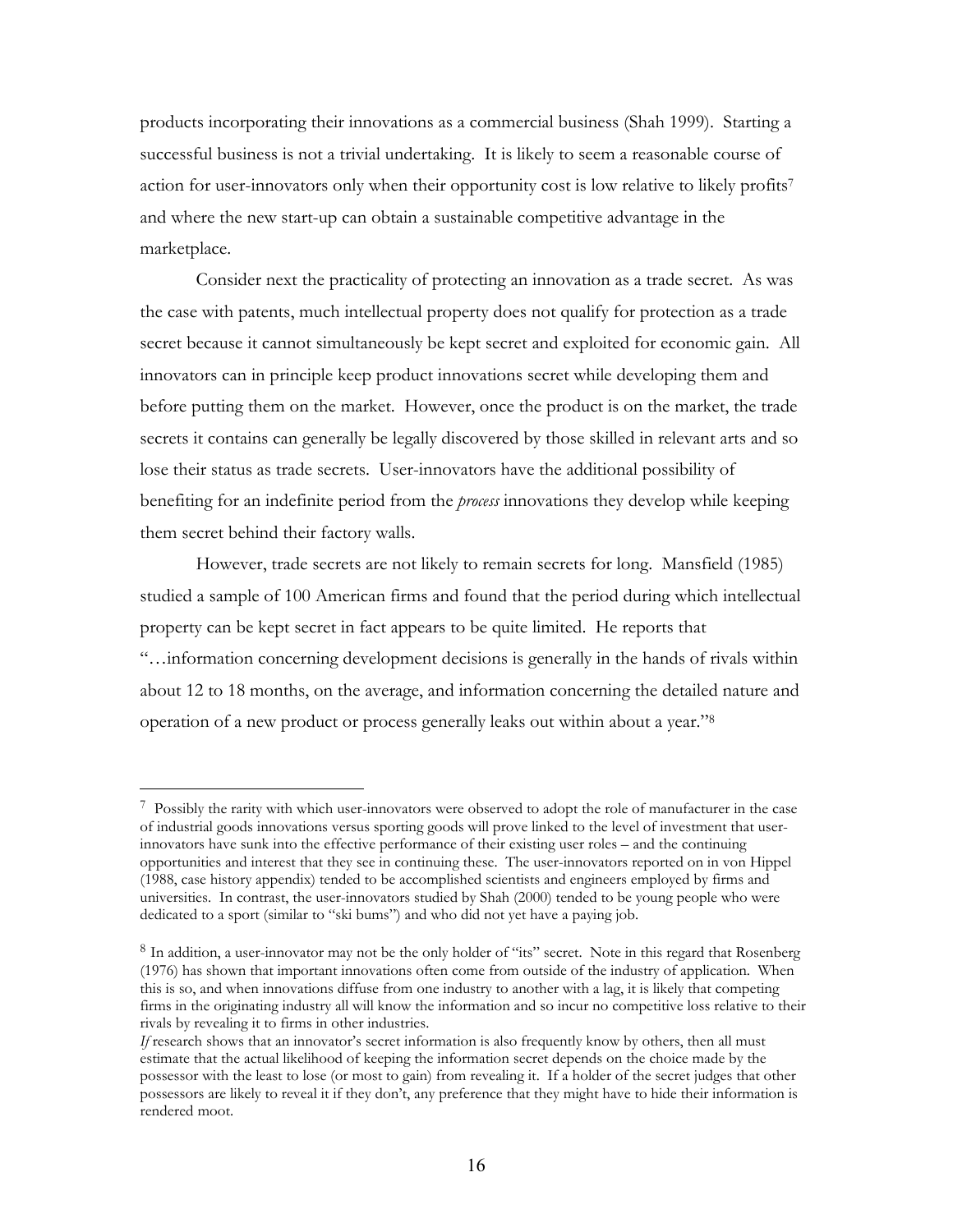products incorporating their innovations as a commercial business (Shah 1999). Starting a successful business is not a trivial undertaking. It is likely to seem a reasonable course of action for user-innovators only when their opportunity cost is low relative to likely profits[7] and where the new start-up can obtain a sustainable competitive advantage in the marketplace.

Consider next the practicality of protecting an innovation as a trade secret. As was the case with patents, much intellectual property does not qualify for protection as a trade secret because it cannot simultaneously be kept secret and exploited for economic gain. All innovators can in principle keep product innovations secret while developing them and before putting them on the market. However, once the product is on the market, the trade secrets it contains can generally be legally discovered by those skilled in relevant arts and so lose their status as trade secrets. User-innovators have the additional possibility of benefiting for an indefinite period from the *process* innovations they develop while keeping them secret behind their factory walls.

However, trade secrets are not likely to remain secrets for long. Mansfield (1985) studied a sample of 100 American firms and found that the period during which intellectual property can be kept secret in fact appears to be quite limited. He reports that "…information concerning development decisions is generally in the hands of rivals within about 12 to 18 months, on the average, and information concerning the detailed nature and operation of a new product or process generally leaks out within about a year."[8]

---

[7] Possibly the rarity with which user-innovators were observed to adopt the role of manufacturer in the case of industrial goods innovations versus sporting goods will prove linked to the level of investment that user-innovators have sunk into the effective performance of their existing user roles – and the continuing opportunities and interest that they see in continuing these. The user-innovators reported on in von Hippel (1988, case history appendix) tended to be accomplished scientists and engineers employed by firms and universities. In contrast, the user-innovators studied by Shah (2000) tended to be young people who were dedicated to a sport (similar to "ski bums") and who did not yet have a paying job.

[8] In addition, a user-innovator may not be the only holder of "its" secret. Note in this regard that Rosenberg (1976) has shown that important innovations often come from outside of the industry of application. When this is so, and when innovations diffuse from one industry to another with a lag, it is likely that competing firms in the originating industry all will know the information and so incur no competitive loss relative to their rivals by revealing it to firms in other industries.
*If* research shows that an innovator's secret information is also frequently know by others, then all must estimate that the actual likelihood of keeping the information secret depends on the choice made by the possessor with the least to lose (or most to gain) from revealing it. If a holder of the secret judges that other possessors are likely to reveal it if they don't, any preference that they might have to hide their information is rendered moot.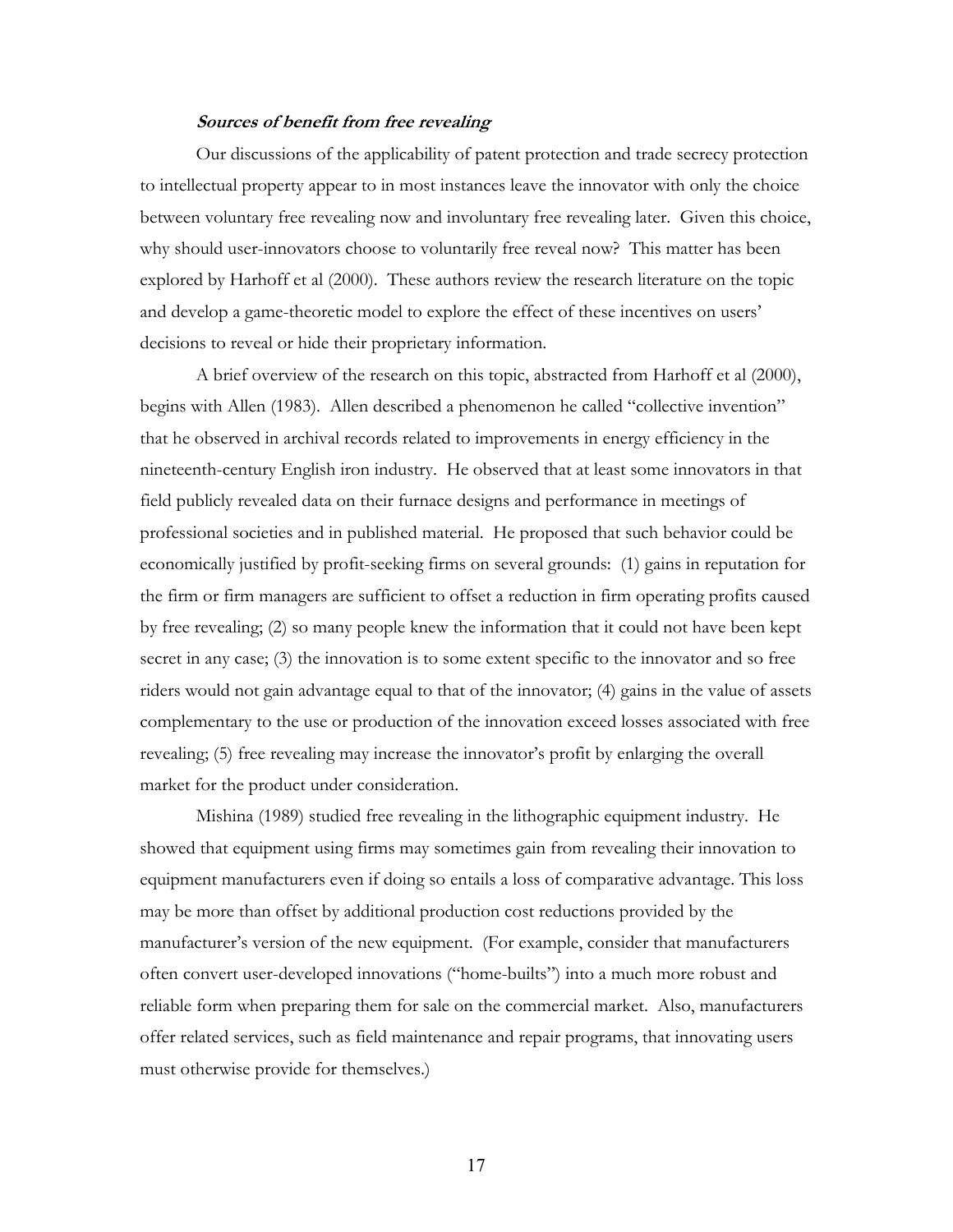### ***Sources of benefit from free revealing***

Our discussions of the applicability of patent protection and trade secrecy protection to intellectual property appear to in most instances leave the innovator with only the choice between voluntary free revealing now and involuntary free revealing later. Given this choice, why should user-innovators choose to voluntarily free reveal now? This matter has been explored by Harhoff et al (2000). These authors review the research literature on the topic and develop a game-theoretic model to explore the effect of these incentives on users' decisions to reveal or hide their proprietary information.

A brief overview of the research on this topic, abstracted from Harhoff et al (2000), begins with Allen (1983). Allen described a phenomenon he called "collective invention" that he observed in archival records related to improvements in energy efficiency in the nineteenth-century English iron industry. He observed that at least some innovators in that field publicly revealed data on their furnace designs and performance in meetings of professional societies and in published material. He proposed that such behavior could be economically justified by profit-seeking firms on several grounds: (1) gains in reputation for the firm or firm managers are sufficient to offset a reduction in firm operating profits caused by free revealing; (2) so many people knew the information that it could not have been kept secret in any case; (3) the innovation is to some extent specific to the innovator and so free riders would not gain advantage equal to that of the innovator; (4) gains in the value of assets complementary to the use or production of the innovation exceed losses associated with free revealing; (5) free revealing may increase the innovator's profit by enlarging the overall market for the product under consideration.

Mishina (1989) studied free revealing in the lithographic equipment industry. He showed that equipment using firms may sometimes gain from revealing their innovation to equipment manufacturers even if doing so entails a loss of comparative advantage. This loss may be more than offset by additional production cost reductions provided by the manufacturer's version of the new equipment. (For example, consider that manufacturers often convert user-developed innovations ("home-builts") into a much more robust and reliable form when preparing them for sale on the commercial market. Also, manufacturers offer related services, such as field maintenance and repair programs, that innovating users must otherwise provide for themselves.)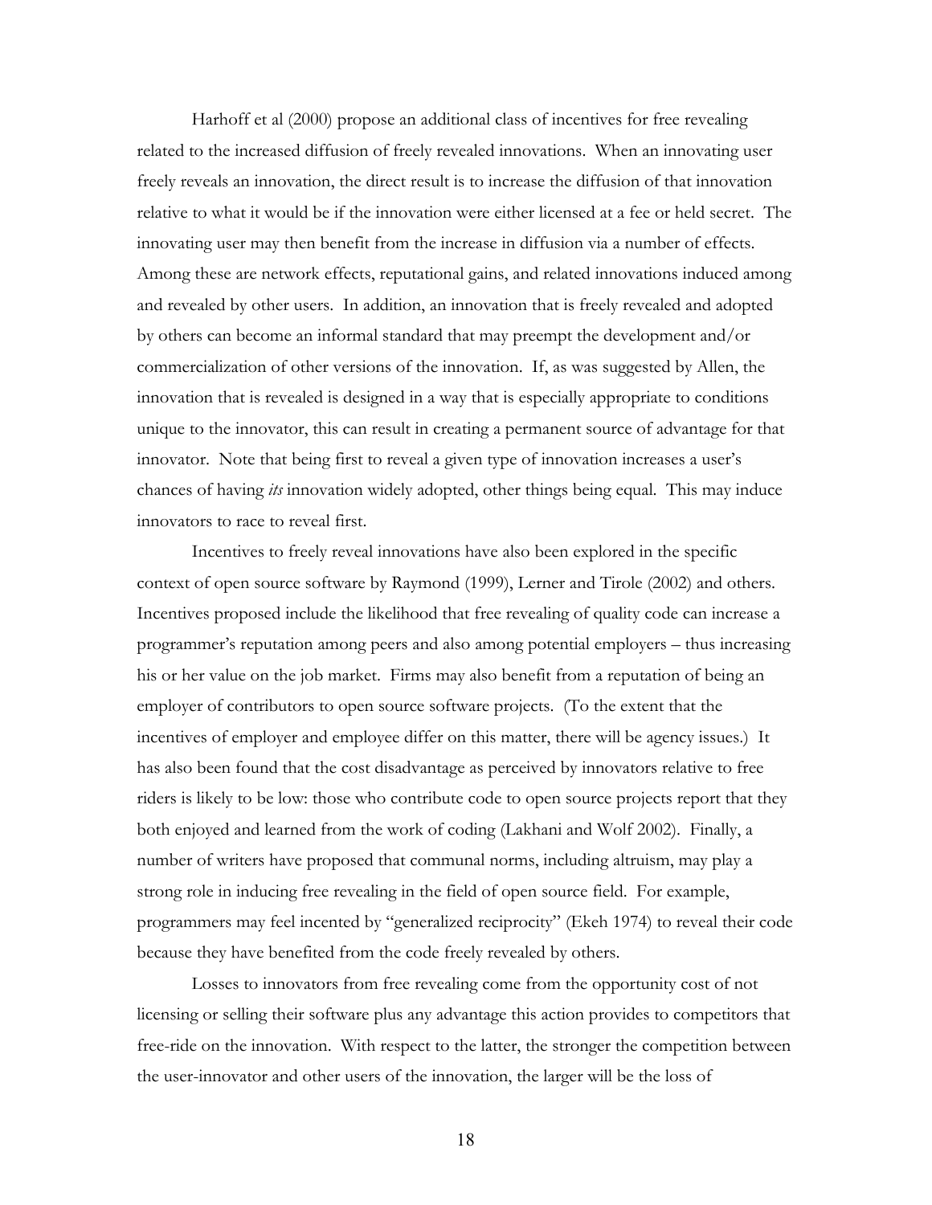Harhoff et al (2000) propose an additional class of incentives for free revealing related to the increased diffusion of freely revealed innovations. When an innovating user freely reveals an innovation, the direct result is to increase the diffusion of that innovation relative to what it would be if the innovation were either licensed at a fee or held secret. The innovating user may then benefit from the increase in diffusion via a number of effects. Among these are network effects, reputational gains, and related innovations induced among and revealed by other users. In addition, an innovation that is freely revealed and adopted by others can become an informal standard that may preempt the development and/or commercialization of other versions of the innovation. If, as was suggested by Allen, the innovation that is revealed is designed in a way that is especially appropriate to conditions unique to the innovator, this can result in creating a permanent source of advantage for that innovator. Note that being first to reveal a given type of innovation increases a user's chances of having *its* innovation widely adopted, other things being equal. This may induce innovators to race to reveal first.

Incentives to freely reveal innovations have also been explored in the specific context of open source software by Raymond (1999), Lerner and Tirole (2002) and others. Incentives proposed include the likelihood that free revealing of quality code can increase a programmer's reputation among peers and also among potential employers – thus increasing his or her value on the job market. Firms may also benefit from a reputation of being an employer of contributors to open source software projects. (To the extent that the incentives of employer and employee differ on this matter, there will be agency issues.) It has also been found that the cost disadvantage as perceived by innovators relative to free riders is likely to be low: those who contribute code to open source projects report that they both enjoyed and learned from the work of coding (Lakhani and Wolf 2002). Finally, a number of writers have proposed that communal norms, including altruism, may play a strong role in inducing free revealing in the field of open source field. For example, programmers may feel incented by "generalized reciprocity" (Ekeh 1974) to reveal their code because they have benefited from the code freely revealed by others.

Losses to innovators from free revealing come from the opportunity cost of not licensing or selling their software plus any advantage this action provides to competitors that free-ride on the innovation. With respect to the latter, the stronger the competition between the user-innovator and other users of the innovation, the larger will be the loss of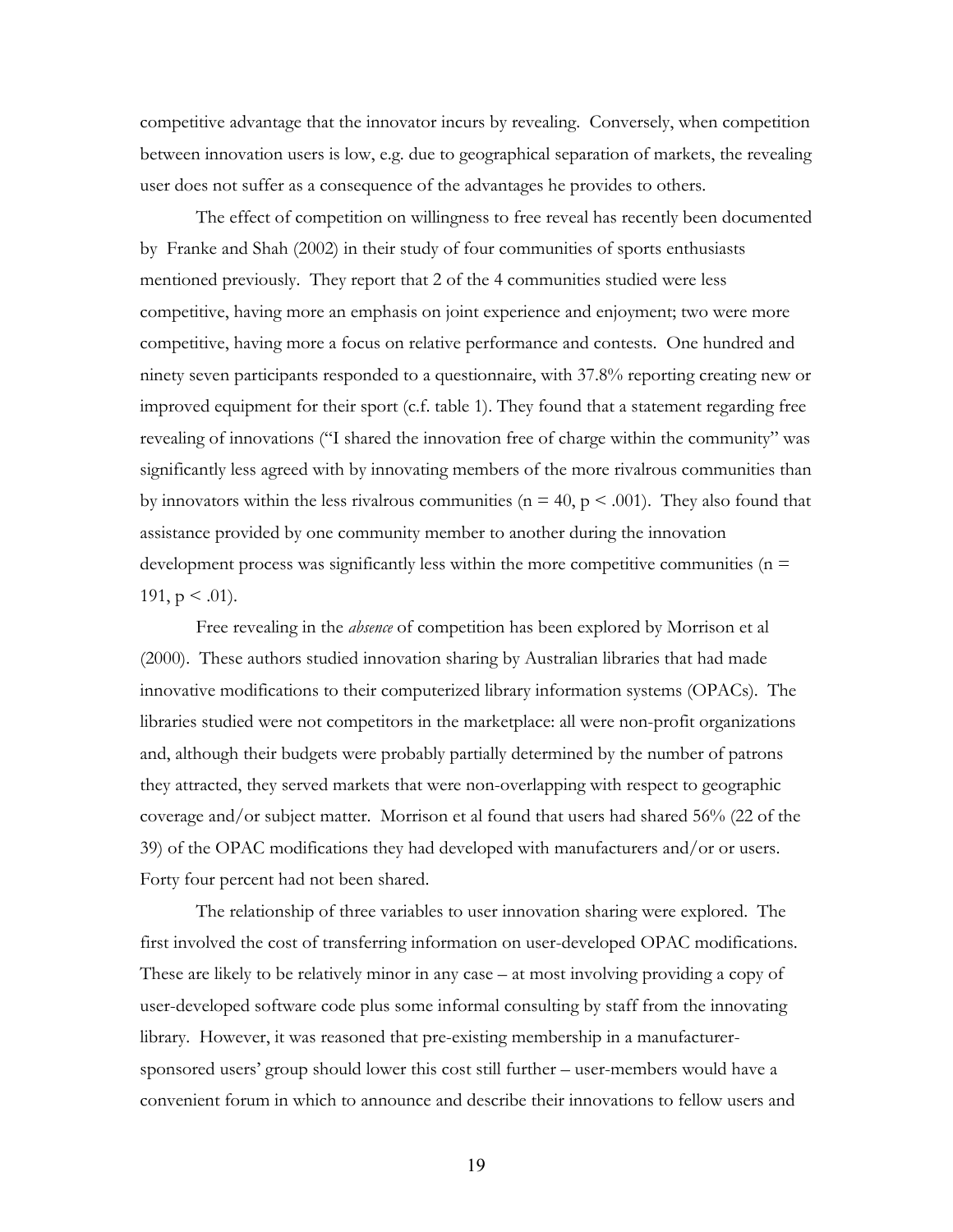competitive advantage that the innovator incurs by revealing. Conversely, when competition between innovation users is low, e.g. due to geographical separation of markets, the revealing user does not suffer as a consequence of the advantages he provides to others.

The effect of competition on willingness to free reveal has recently been documented by Franke and Shah (2002) in their study of four communities of sports enthusiasts mentioned previously. They report that 2 of the 4 communities studied were less competitive, having more an emphasis on joint experience and enjoyment; two were more competitive, having more a focus on relative performance and contests. One hundred and ninety seven participants responded to a questionnaire, with 37.8% reporting creating new or improved equipment for their sport (c.f. table 1). They found that a statement regarding free revealing of innovations ("I shared the innovation free of charge within the community" was significantly less agreed with by innovating members of the more rivalrous communities than by innovators within the less rivalrous communities ($n = 40$, $p < .001$). They also found that assistance provided by one community member to another during the innovation development process was significantly less within the more competitive communities ($n = 191$, $p < .01$).

Free revealing in the *absence* of competition has been explored by Morrison et al (2000). These authors studied innovation sharing by Australian libraries that had made innovative modifications to their computerized library information systems (OPACs). The libraries studied were not competitors in the marketplace: all were non-profit organizations and, although their budgets were probably partially determined by the number of patrons they attracted, they served markets that were non-overlapping with respect to geographic coverage and/or subject matter. Morrison et al found that users had shared 56% (22 of the 39) of the OPAC modifications they had developed with manufacturers and/or or users. Forty four percent had not been shared.

The relationship of three variables to user innovation sharing were explored. The first involved the cost of transferring information on user-developed OPAC modifications. These are likely to be relatively minor in any case – at most involving providing a copy of user-developed software code plus some informal consulting by staff from the innovating library. However, it was reasoned that pre-existing membership in a manufacturer-sponsored users' group should lower this cost still further – user-members would have a convenient forum in which to announce and describe their innovations to fellow users and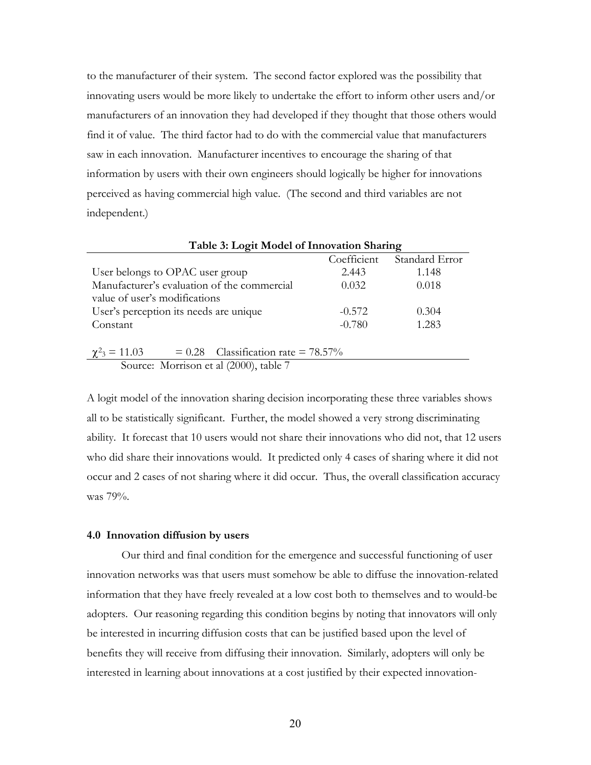to the manufacturer of their system. The second factor explored was the possibility that innovating users would be more likely to undertake the effort to inform other users and/or manufacturers of an innovation they had developed if they thought that those others would find it of value. The third factor had to do with the commercial value that manufacturers saw in each innovation. Manufacturer incentives to encourage the sharing of that information by users with their own engineers should logically be higher for innovations perceived as having commercial high value. (The second and third variables are not independent.)

**Table 3: Logit Model of Innovation Sharing**

| | Coefficient | Standard Error |
|---|---|---|
| User belongs to OPAC user group | 2.443 | 1.148 |
| Manufacturer's evaluation of the commercial value of user's modifications | 0.032 | 0.018 |
| User's perception its needs are unique | -0.572 | 0.304 |
| Constant | -0.780 | 1.283 |

$\chi^2_3 = 11.03$ &nbsp;&nbsp;&nbsp; $= 0.28$ &nbsp;&nbsp; Classification rate = 78.57%

Source: Morrison et al (2000), table 7

A logit model of the innovation sharing decision incorporating these three variables shows all to be statistically significant. Further, the model showed a very strong discriminating ability. It forecast that 10 users would not share their innovations who did not, that 12 users who did share their innovations would. It predicted only 4 cases of sharing where it did not occur and 2 cases of not sharing where it did occur. Thus, the overall classification accuracy was 79%.

#### 4.0 Innovation diffusion by users

Our third and final condition for the emergence and successful functioning of user innovation networks was that users must somehow be able to diffuse the innovation-related information that they have freely revealed at a low cost both to themselves and to would-be adopters. Our reasoning regarding this condition begins by noting that innovators will only be interested in incurring diffusion costs that can be justified based upon the level of benefits they will receive from diffusing their innovation. Similarly, adopters will only be interested in learning about innovations at a cost justified by their expected innovation-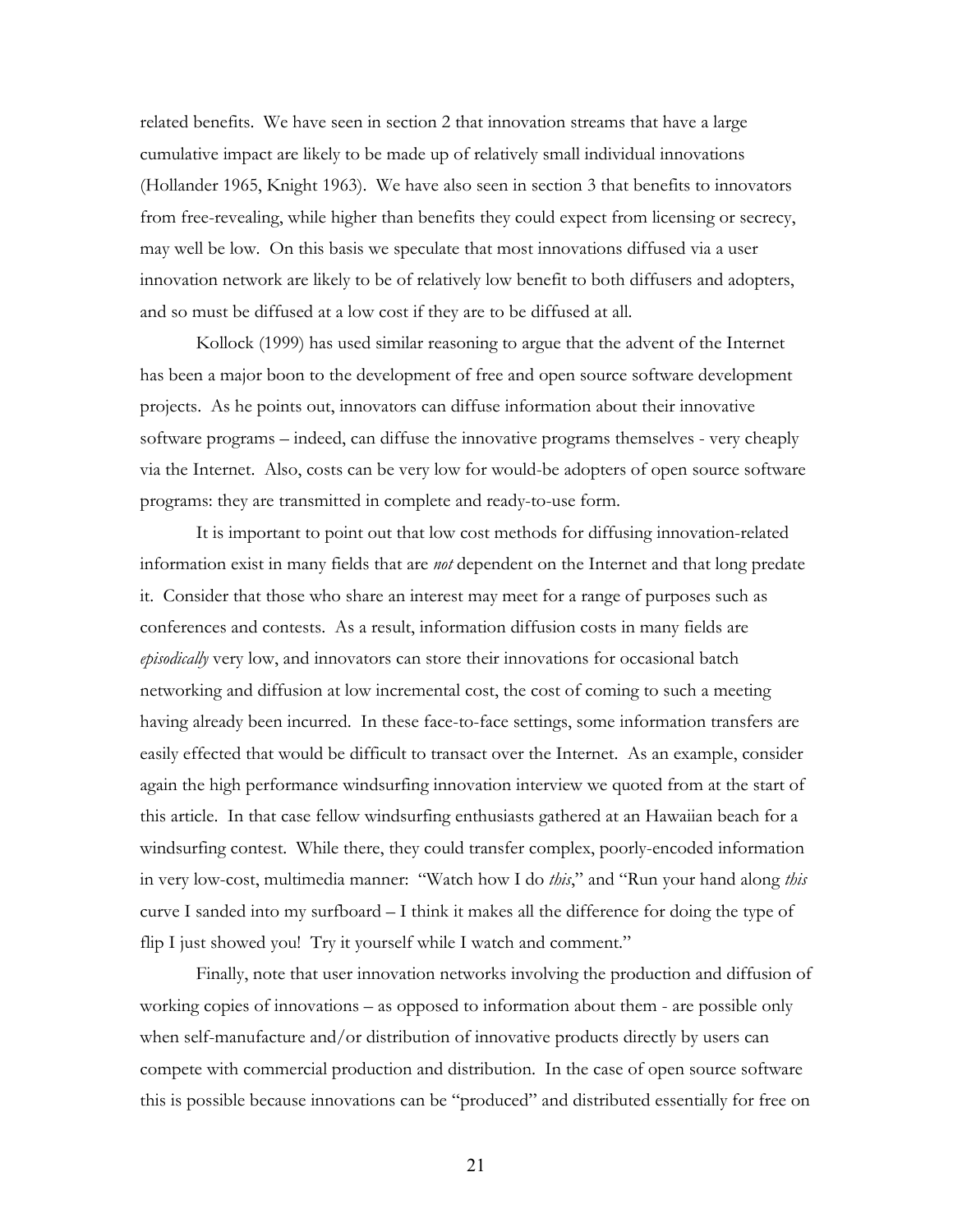related benefits. We have seen in section 2 that innovation streams that have a large cumulative impact are likely to be made up of relatively small individual innovations (Hollander 1965, Knight 1963). We have also seen in section 3 that benefits to innovators from free-revealing, while higher than benefits they could expect from licensing or secrecy, may well be low. On this basis we speculate that most innovations diffused via a user innovation network are likely to be of relatively low benefit to both diffusers and adopters, and so must be diffused at a low cost if they are to be diffused at all.

Kollock (1999) has used similar reasoning to argue that the advent of the Internet has been a major boon to the development of free and open source software development projects. As he points out, innovators can diffuse information about their innovative software programs – indeed, can diffuse the innovative programs themselves - very cheaply via the Internet. Also, costs can be very low for would-be adopters of open source software programs: they are transmitted in complete and ready-to-use form.

It is important to point out that low cost methods for diffusing innovation-related information exist in many fields that are *not* dependent on the Internet and that long predate it. Consider that those who share an interest may meet for a range of purposes such as conferences and contests. As a result, information diffusion costs in many fields are *episodically* very low, and innovators can store their innovations for occasional batch networking and diffusion at low incremental cost, the cost of coming to such a meeting having already been incurred. In these face-to-face settings, some information transfers are easily effected that would be difficult to transact over the Internet. As an example, consider again the high performance windsurfing innovation interview we quoted from at the start of this article. In that case fellow windsurfing enthusiasts gathered at an Hawaiian beach for a windsurfing contest. While there, they could transfer complex, poorly-encoded information in very low-cost, multimedia manner: "Watch how I do *this*," and "Run your hand along *this* curve I sanded into my surfboard – I think it makes all the difference for doing the type of flip I just showed you! Try it yourself while I watch and comment."

Finally, note that user innovation networks involving the production and diffusion of working copies of innovations – as opposed to information about them - are possible only when self-manufacture and/or distribution of innovative products directly by users can compete with commercial production and distribution. In the case of open source software this is possible because innovations can be "produced" and distributed essentially for free on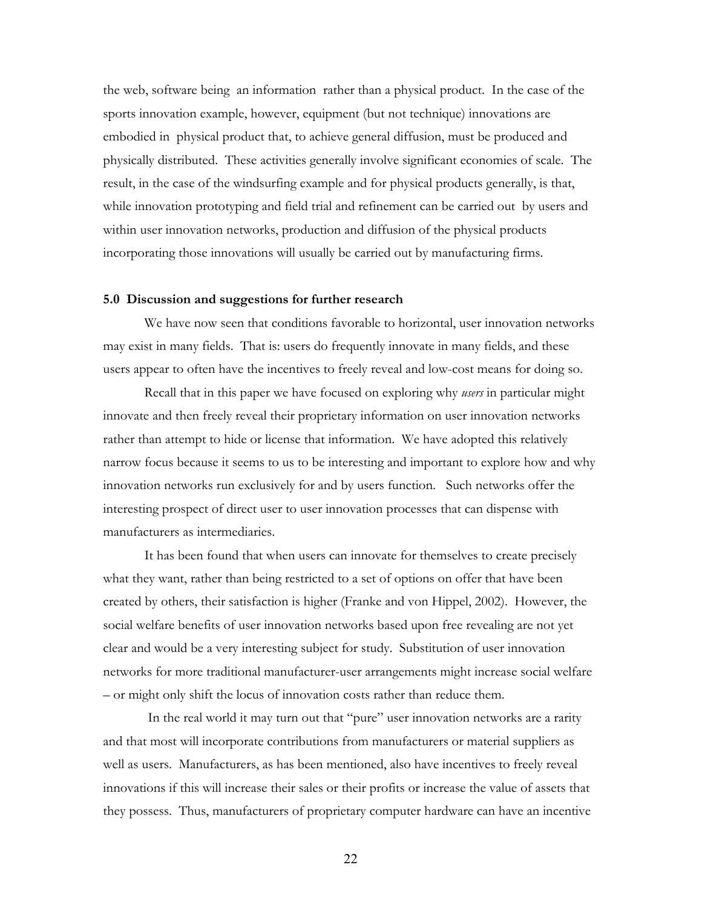the web, software being an information rather than a physical product. In the case of the sports innovation example, however, equipment (but not technique) innovations are embodied in physical product that, to achieve general diffusion, must be produced and physically distributed. These activities generally involve significant economies of scale. The result, in the case of the windsurfing example and for physical products generally, is that, while innovation prototyping and field trial and refinement can be carried out by users and within user innovation networks, production and diffusion of the physical products incorporating those innovations will usually be carried out by manufacturing firms.

## 5.0 Discussion and suggestions for further research

We have now seen that conditions favorable to horizontal, user innovation networks may exist in many fields. That is: users do frequently innovate in many fields, and these users appear to often have the incentives to freely reveal and low-cost means for doing so.

Recall that in this paper we have focused on exploring why *users* in particular might innovate and then freely reveal their proprietary information on user innovation networks rather than attempt to hide or license that information. We have adopted this relatively narrow focus because it seems to us to be interesting and important to explore how and why innovation networks run exclusively for and by users function. Such networks offer the interesting prospect of direct user to user innovation processes that can dispense with manufacturers as intermediaries.

It has been found that when users can innovate for themselves to create precisely what they want, rather than being restricted to a set of options on offer that have been created by others, their satisfaction is higher (Franke and von Hippel, 2002). However, the social welfare benefits of user innovation networks based upon free revealing are not yet clear and would be a very interesting subject for study. Substitution of user innovation networks for more traditional manufacturer-user arrangements might increase social welfare – or might only shift the locus of innovation costs rather than reduce them.

In the real world it may turn out that "pure" user innovation networks are a rarity and that most will incorporate contributions from manufacturers or material suppliers as well as users. Manufacturers, as has been mentioned, also have incentives to freely reveal innovations if this will increase their sales or their profits or increase the value of assets that they possess. Thus, manufacturers of proprietary computer hardware can have an incentive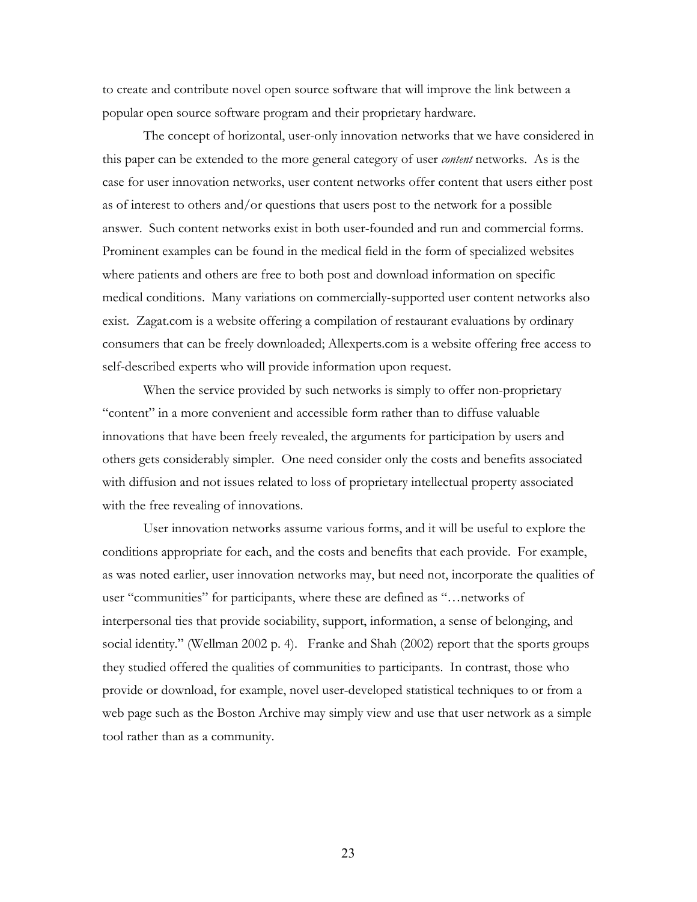to create and contribute novel open source software that will improve the link between a popular open source software program and their proprietary hardware.

The concept of horizontal, user-only innovation networks that we have considered in this paper can be extended to the more general category of user *content* networks. As is the case for user innovation networks, user content networks offer content that users either post as of interest to others and/or questions that users post to the network for a possible answer. Such content networks exist in both user-founded and run and commercial forms. Prominent examples can be found in the medical field in the form of specialized websites where patients and others are free to both post and download information on specific medical conditions. Many variations on commercially-supported user content networks also exist. Zagat.com is a website offering a compilation of restaurant evaluations by ordinary consumers that can be freely downloaded; Allexperts.com is a website offering free access to self-described experts who will provide information upon request.

When the service provided by such networks is simply to offer non-proprietary "content" in a more convenient and accessible form rather than to diffuse valuable innovations that have been freely revealed, the arguments for participation by users and others gets considerably simpler. One need consider only the costs and benefits associated with diffusion and not issues related to loss of proprietary intellectual property associated with the free revealing of innovations.

User innovation networks assume various forms, and it will be useful to explore the conditions appropriate for each, and the costs and benefits that each provide. For example, as was noted earlier, user innovation networks may, but need not, incorporate the qualities of user "communities" for participants, where these are defined as "…networks of interpersonal ties that provide sociability, support, information, a sense of belonging, and social identity." (Wellman 2002 p. 4). Franke and Shah (2002) report that the sports groups they studied offered the qualities of communities to participants. In contrast, those who provide or download, for example, novel user-developed statistical techniques to or from a web page such as the Boston Archive may simply view and use that user network as a simple tool rather than as a community.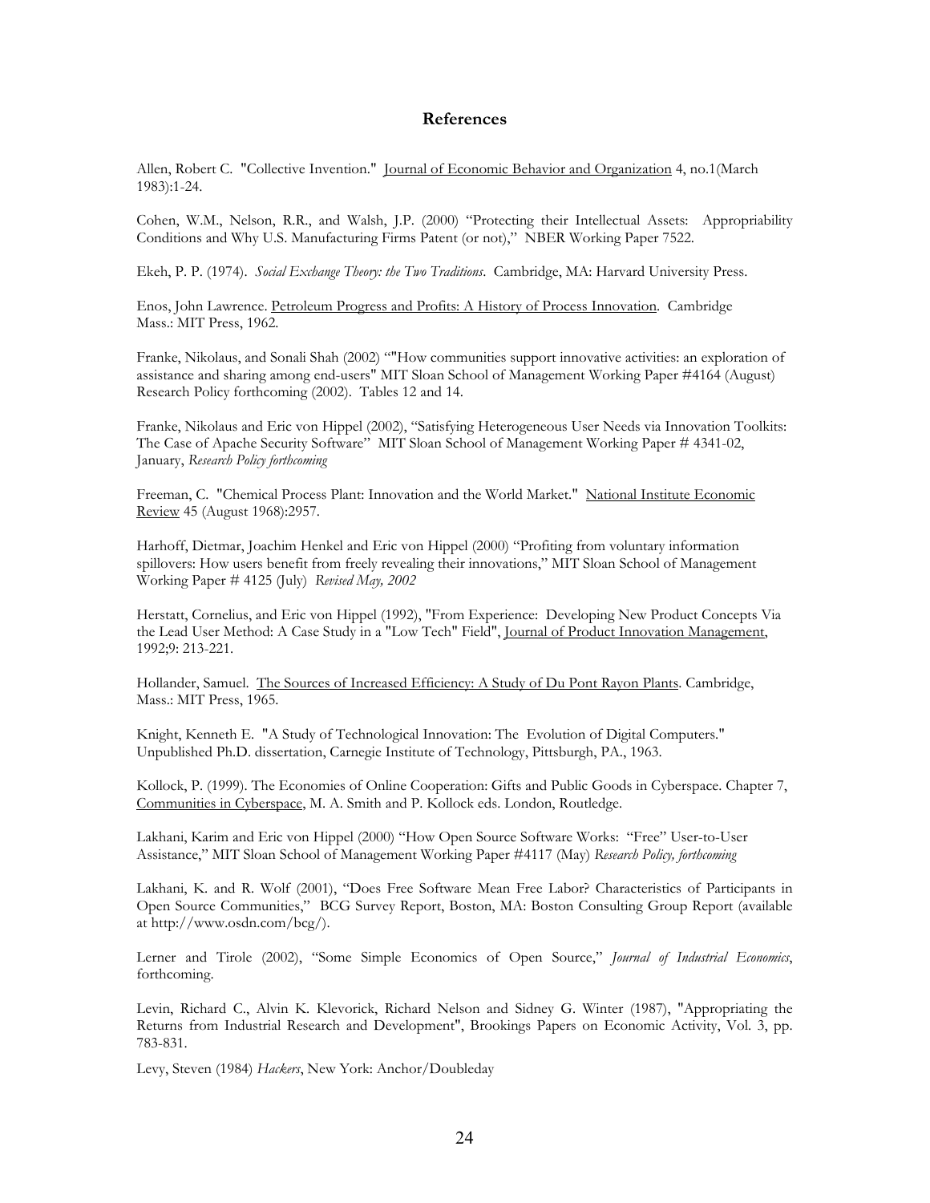## References

Allen, Robert C. "Collective Invention." Journal of Economic Behavior and Organization 4, no.1(March 1983):1-24.

Cohen, W.M., Nelson, R.R., and Walsh, J.P. (2000) "Protecting their Intellectual Assets: Appropriability Conditions and Why U.S. Manufacturing Firms Patent (or not)," NBER Working Paper 7522.

Ekeh, P. P. (1974). *Social Exchange Theory: the Two Traditions*. Cambridge, MA: Harvard University Press.

Enos, John Lawrence. Petroleum Progress and Profits: A History of Process Innovation. Cambridge Mass.: MIT Press, 1962.

Franke, Nikolaus, and Sonali Shah (2002) ""How communities support innovative activities: an exploration of assistance and sharing among end-users" MIT Sloan School of Management Working Paper #4164 (August) Research Policy forthcoming (2002). Tables 12 and 14.

Franke, Nikolaus and Eric von Hippel (2002), "Satisfying Heterogeneous User Needs via Innovation Toolkits: The Case of Apache Security Software" MIT Sloan School of Management Working Paper # 4341-02, January, *Research Policy forthcoming*

Freeman, C. "Chemical Process Plant: Innovation and the World Market." National Institute Economic Review 45 (August 1968):2957.

Harhoff, Dietmar, Joachim Henkel and Eric von Hippel (2000) "Profiting from voluntary information spillovers: How users benefit from freely revealing their innovations," MIT Sloan School of Management Working Paper # 4125 (July) *Revised May, 2002*

Herstatt, Cornelius, and Eric von Hippel (1992), "From Experience: Developing New Product Concepts Via the Lead User Method: A Case Study in a "Low Tech" Field", Journal of Product Innovation Management, 1992;9: 213-221.

Hollander, Samuel. The Sources of Increased Efficiency: A Study of Du Pont Rayon Plants. Cambridge, Mass.: MIT Press, 1965.

Knight, Kenneth E. "A Study of Technological Innovation: The Evolution of Digital Computers." Unpublished Ph.D. dissertation, Carnegie Institute of Technology, Pittsburgh, PA., 1963.

Kollock, P. (1999). The Economies of Online Cooperation: Gifts and Public Goods in Cyberspace. Chapter 7, Communities in Cyberspace, M. A. Smith and P. Kollock eds. London, Routledge.

Lakhani, Karim and Eric von Hippel (2000) "How Open Source Software Works: "Free" User-to-User Assistance," MIT Sloan School of Management Working Paper #4117 (May) *Research Policy, forthcoming*

Lakhani, K. and R. Wolf (2001), "Does Free Software Mean Free Labor? Characteristics of Participants in Open Source Communities," BCG Survey Report, Boston, MA: Boston Consulting Group Report (available at http://www.osdn.com/bcg/).

Lerner and Tirole (2002), "Some Simple Economics of Open Source," *Journal of Industrial Economics*, forthcoming.

Levin, Richard C., Alvin K. Klevorick, Richard Nelson and Sidney G. Winter (1987), "Appropriating the Returns from Industrial Research and Development", Brookings Papers on Economic Activity, Vol. 3, pp. 783-831.

Levy, Steven (1984) *Hackers*, New York: Anchor/Doubleday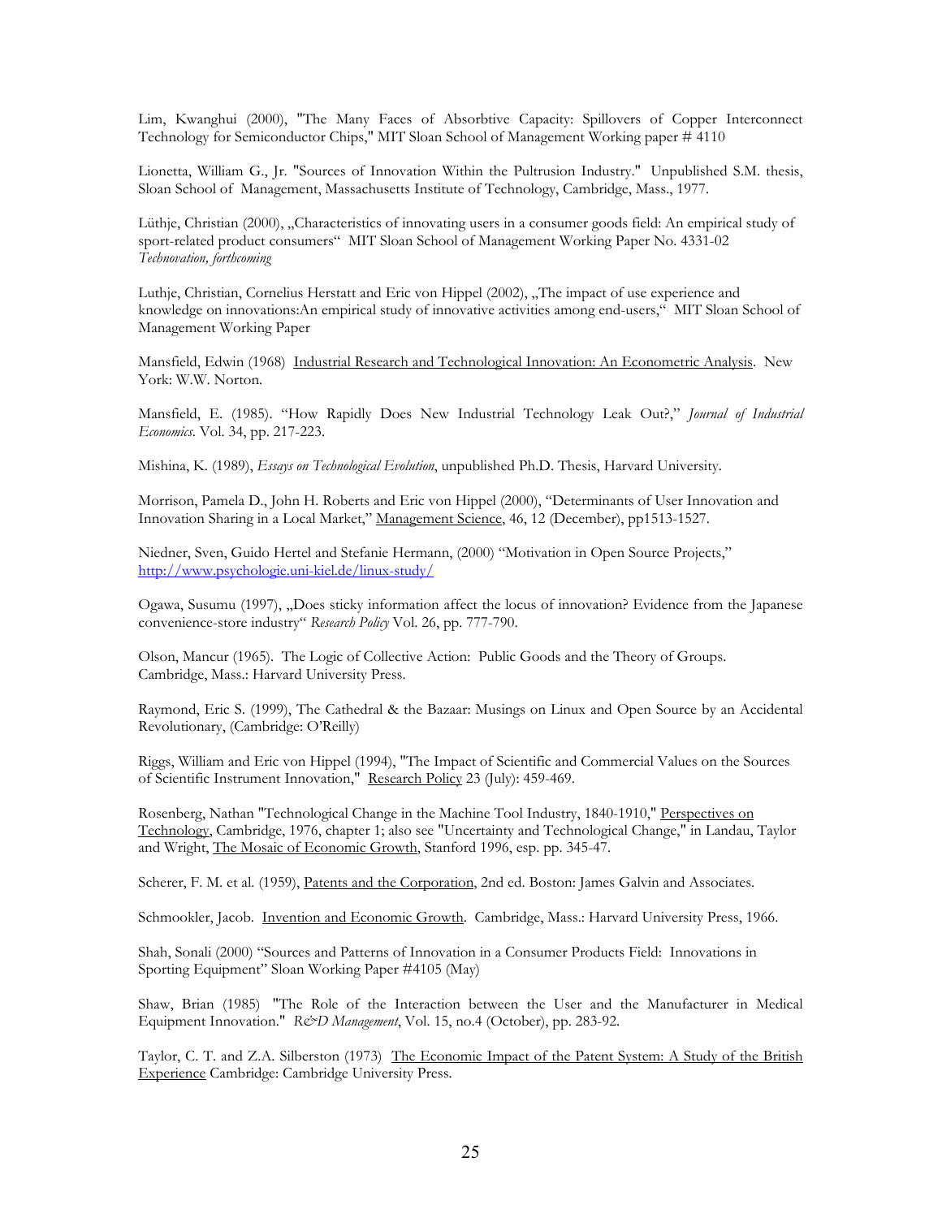Lim, Kwanghui (2000), "The Many Faces of Absorbtive Capacity: Spillovers of Copper Interconnect Technology for Semiconductor Chips," MIT Sloan School of Management Working paper # 4110

Lionetta, William G., Jr. "Sources of Innovation Within the Pultrusion Industry." Unpublished S.M. thesis, Sloan School of Management, Massachusetts Institute of Technology, Cambridge, Mass., 1977.

Lüthje, Christian (2000), „Characteristics of innovating users in a consumer goods field: An empirical study of sport-related product consumers" MIT Sloan School of Management Working Paper No. 4331-02 *Technovation, forthcoming*

Luthje, Christian, Cornelius Herstatt and Eric von Hippel (2002), „The impact of use experience and knowledge on innovations:An empirical study of innovative activities among end-users," MIT Sloan School of Management Working Paper

Mansfield, Edwin (1968) Industrial Research and Technological Innovation: An Econometric Analysis. New York: W.W. Norton.

Mansfield, E. (1985). "How Rapidly Does New Industrial Technology Leak Out?," *Journal of Industrial Economics*. Vol. 34, pp. 217-223.

Mishina, K. (1989), *Essays on Technological Evolution*, unpublished Ph.D. Thesis, Harvard University.

Morrison, Pamela D., John H. Roberts and Eric von Hippel (2000), "Determinants of User Innovation and Innovation Sharing in a Local Market," Management Science, 46, 12 (December), pp1513-1527.

Niedner, Sven, Guido Hertel and Stefanie Hermann, (2000) "Motivation in Open Source Projects," http://www.psychologie.uni-kiel.de/linux-study/

Ogawa, Susumu (1997), „Does sticky information affect the locus of innovation? Evidence from the Japanese convenience-store industry" *Research Policy* Vol. 26, pp. 777-790.

Olson, Mancur (1965). The Logic of Collective Action: Public Goods and the Theory of Groups. Cambridge, Mass.: Harvard University Press.

Raymond, Eric S. (1999), The Cathedral & the Bazaar: Musings on Linux and Open Source by an Accidental Revolutionary, (Cambridge: O'Reilly)

Riggs, William and Eric von Hippel (1994), "The Impact of Scientific and Commercial Values on the Sources of Scientific Instrument Innovation," Research Policy 23 (July): 459-469.

Rosenberg, Nathan "Technological Change in the Machine Tool Industry, 1840-1910," Perspectives on Technology, Cambridge, 1976, chapter 1; also see "Uncertainty and Technological Change," in Landau, Taylor and Wright, The Mosaic of Economic Growth, Stanford 1996, esp. pp. 345-47.

Scherer, F. M. et al. (1959), Patents and the Corporation, 2nd ed. Boston: James Galvin and Associates.

Schmookler, Jacob. Invention and Economic Growth. Cambridge, Mass.: Harvard University Press, 1966.

Shah, Sonali (2000) "Sources and Patterns of Innovation in a Consumer Products Field: Innovations in Sporting Equipment" Sloan Working Paper #4105 (May)

Shaw, Brian (1985) "The Role of the Interaction between the User and the Manufacturer in Medical Equipment Innovation." *R&D Management*, Vol. 15, no.4 (October), pp. 283-92.

Taylor, C. T. and Z.A. Silberston (1973) The Economic Impact of the Patent System: A Study of the British Experience Cambridge: Cambridge University Press.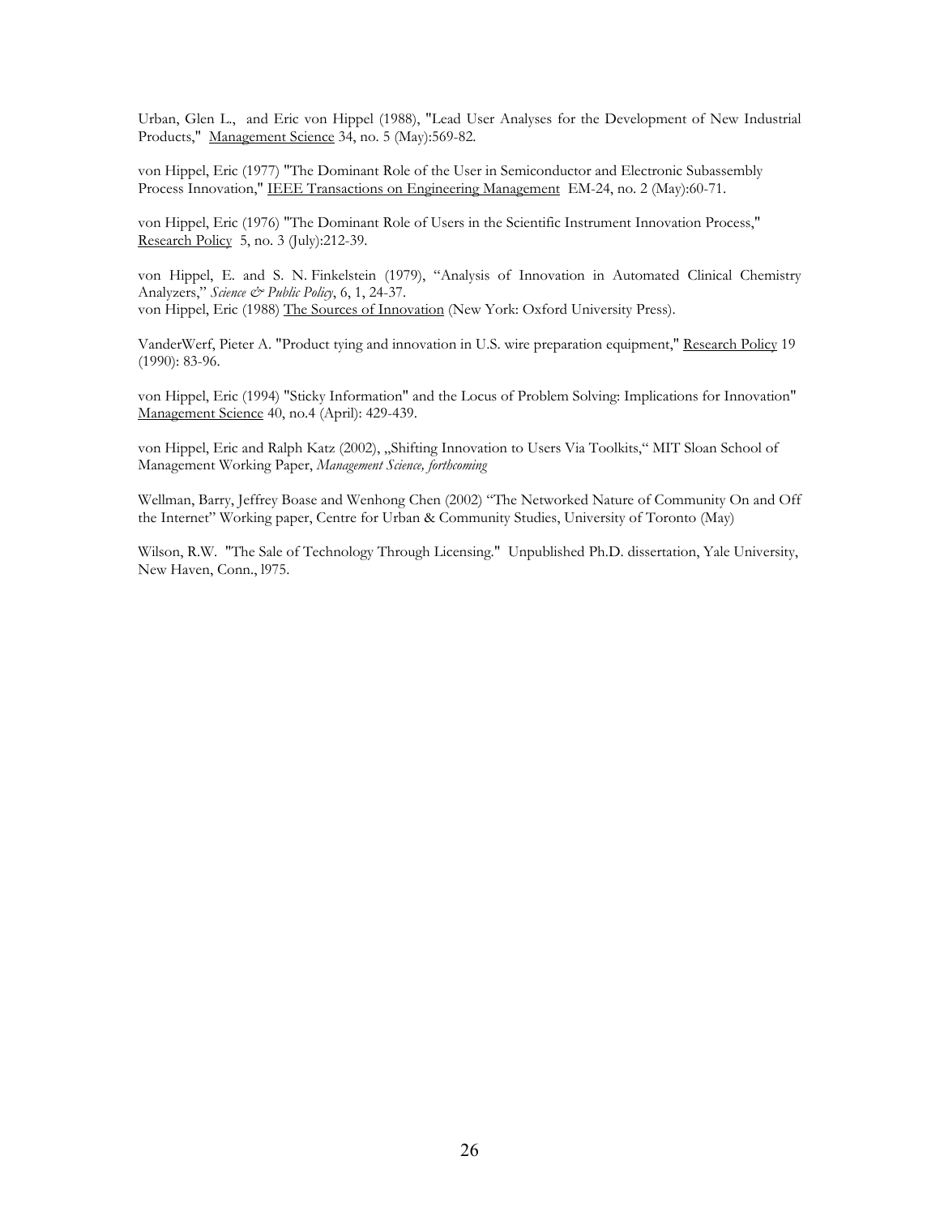Urban, Glen L., and Eric von Hippel (1988), "Lead User Analyses for the Development of New Industrial Products," Management Science 34, no. 5 (May):569-82.

von Hippel, Eric (1977) "The Dominant Role of the User in Semiconductor and Electronic Subassembly Process Innovation," IEEE Transactions on Engineering Management EM-24, no. 2 (May):60-71.

von Hippel, Eric (1976) "The Dominant Role of Users in the Scientific Instrument Innovation Process," Research Policy 5, no. 3 (July):212-39.

von Hippel, E. and S. N. Finkelstein (1979), "Analysis of Innovation in Automated Clinical Chemistry Analyzers," *Science & Public Policy*, 6, 1, 24-37.
von Hippel, Eric (1988) The Sources of Innovation (New York: Oxford University Press).

VanderWerf, Pieter A. "Product tying and innovation in U.S. wire preparation equipment," Research Policy 19 (1990): 83-96.

von Hippel, Eric (1994) "Sticky Information" and the Locus of Problem Solving: Implications for Innovation" Management Science 40, no.4 (April): 429-439.

von Hippel, Eric and Ralph Katz (2002), „Shifting Innovation to Users Via Toolkits," MIT Sloan School of Management Working Paper, *Management Science, forthcoming*

Wellman, Barry, Jeffrey Boase and Wenhong Chen (2002) "The Networked Nature of Community On and Off the Internet" Working paper, Centre for Urban & Community Studies, University of Toronto (May)

Wilson, R.W. "The Sale of Technology Through Licensing." Unpublished Ph.D. dissertation, Yale University, New Haven, Conn., l975.